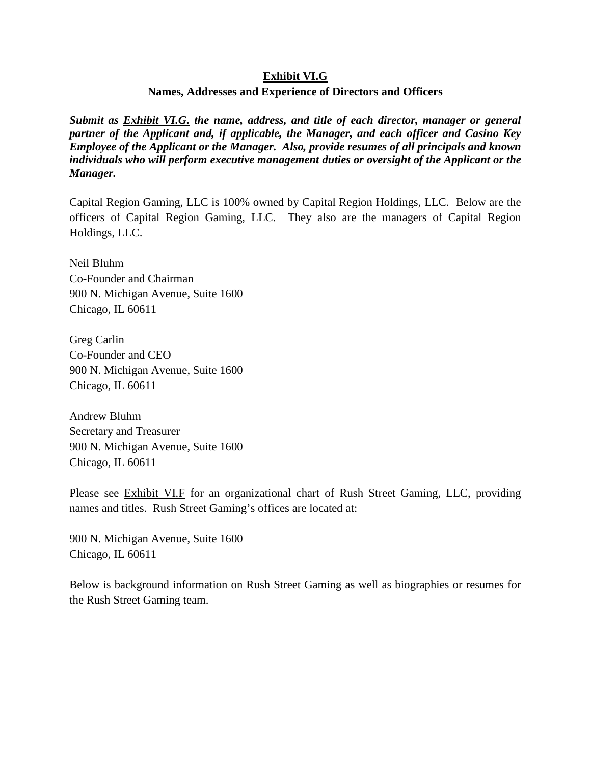# Exhibit VI.G

## Names, Addresses and Experience of Directors and Officers

***Submit as Exhibit VI.G. the name, address, and title of each director, manager or general partner of the Applicant and, if applicable, the Manager, and each officer and Casino Key Employee of the Applicant or the Manager. Also, provide resumes of all principals and known individuals who will perform executive management duties or oversight of the Applicant or the Manager.***

Capital Region Gaming, LLC is 100% owned by Capital Region Holdings, LLC. Below are the officers of Capital Region Gaming, LLC. They also are the managers of Capital Region Holdings, LLC.

Neil Bluhm
Co-Founder and Chairman
900 N. Michigan Avenue, Suite 1600
Chicago, IL 60611

Greg Carlin
Co-Founder and CEO
900 N. Michigan Avenue, Suite 1600
Chicago, IL 60611

Andrew Bluhm
Secretary and Treasurer
900 N. Michigan Avenue, Suite 1600
Chicago, IL 60611

Please see Exhibit VI.F for an organizational chart of Rush Street Gaming, LLC, providing names and titles. Rush Street Gaming's offices are located at:

900 N. Michigan Avenue, Suite 1600
Chicago, IL 60611

Below is background information on Rush Street Gaming as well as biographies or resumes for the Rush Street Gaming team.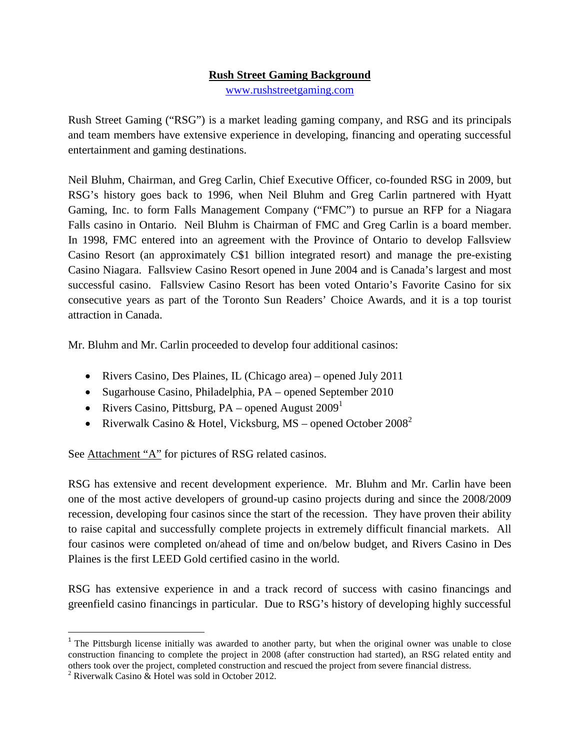## Rush Street Gaming Background

www.rushstreetgaming.com

Rush Street Gaming ("RSG") is a market leading gaming company, and RSG and its principals and team members have extensive experience in developing, financing and operating successful entertainment and gaming destinations.

Neil Bluhm, Chairman, and Greg Carlin, Chief Executive Officer, co-founded RSG in 2009, but RSG's history goes back to 1996, when Neil Bluhm and Greg Carlin partnered with Hyatt Gaming, Inc. to form Falls Management Company ("FMC") to pursue an RFP for a Niagara Falls casino in Ontario. Neil Bluhm is Chairman of FMC and Greg Carlin is a board member. In 1998, FMC entered into an agreement with the Province of Ontario to develop Fallsview Casino Resort (an approximately C$1 billion integrated resort) and manage the pre-existing Casino Niagara. Fallsview Casino Resort opened in June 2004 and is Canada's largest and most successful casino. Fallsview Casino Resort has been voted Ontario's Favorite Casino for six consecutive years as part of the Toronto Sun Readers' Choice Awards, and it is a top tourist attraction in Canada.

Mr. Bluhm and Mr. Carlin proceeded to develop four additional casinos:

- Rivers Casino, Des Plaines, IL (Chicago area) – opened July 2011
- Sugarhouse Casino, Philadelphia, PA – opened September 2010
- Rivers Casino, Pittsburg, PA – opened August 2009[1]
- Riverwalk Casino & Hotel, Vicksburg, MS – opened October 2008[2]

See Attachment "A" for pictures of RSG related casinos.

RSG has extensive and recent development experience. Mr. Bluhm and Mr. Carlin have been one of the most active developers of ground-up casino projects during and since the 2008/2009 recession, developing four casinos since the start of the recession. They have proven their ability to raise capital and successfully complete projects in extremely difficult financial markets. All four casinos were completed on/ahead of time and on/below budget, and Rivers Casino in Des Plaines is the first LEED Gold certified casino in the world.

RSG has extensive experience in and a track record of success with casino financings and greenfield casino financings in particular. Due to RSG's history of developing highly successful

[1] The Pittsburgh license initially was awarded to another party, but when the original owner was unable to close construction financing to complete the project in 2008 (after construction had started), an RSG related entity and others took over the project, completed construction and rescued the project from severe financial distress.

[2] Riverwalk Casino & Hotel was sold in October 2012.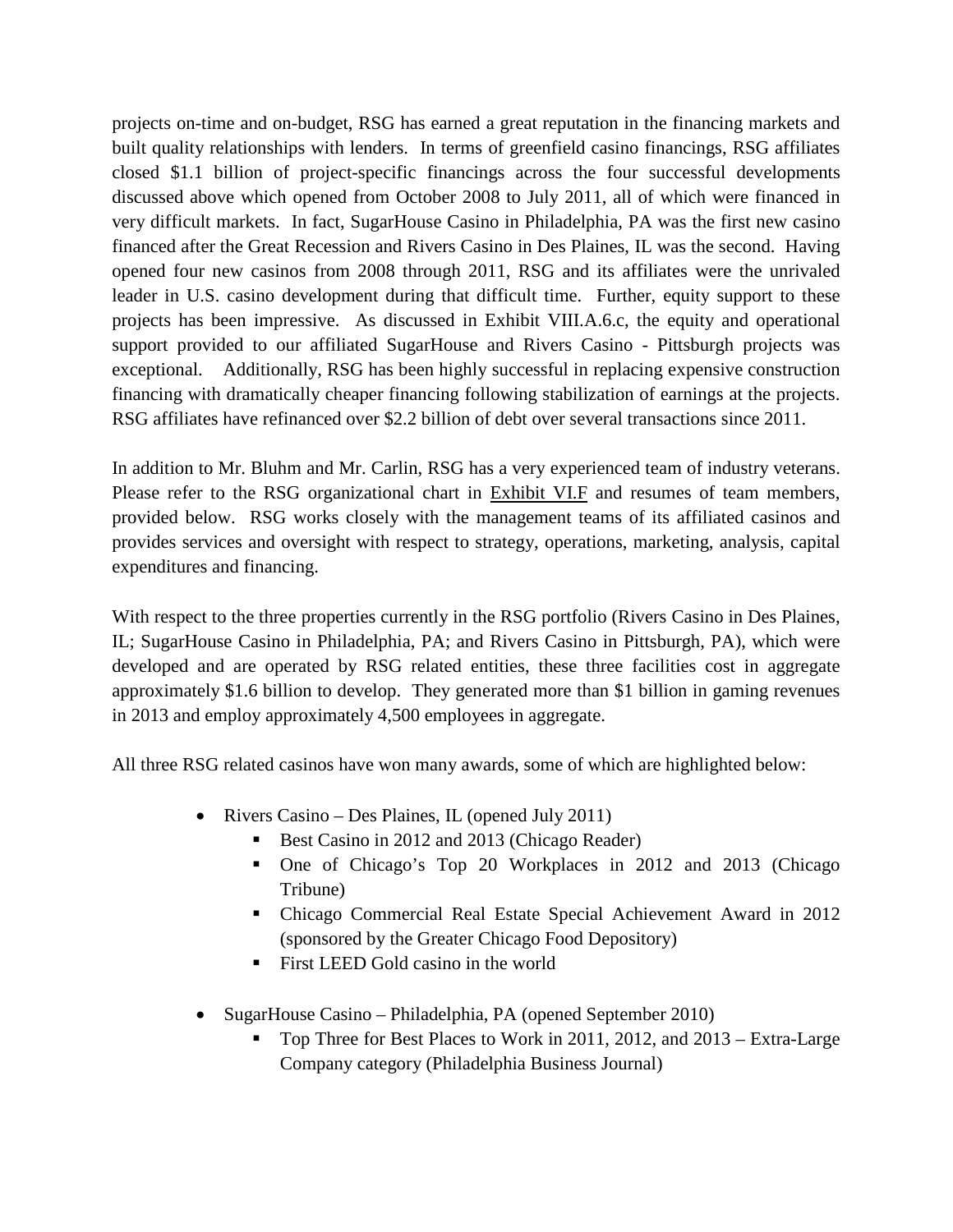projects on-time and on-budget, RSG has earned a great reputation in the financing markets and built quality relationships with lenders. In terms of greenfield casino financings, RSG affiliates closed $1.1 billion of project-specific financings across the four successful developments discussed above which opened from October 2008 to July 2011, all of which were financed in very difficult markets. In fact, SugarHouse Casino in Philadelphia, PA was the first new casino financed after the Great Recession and Rivers Casino in Des Plaines, IL was the second. Having opened four new casinos from 2008 through 2011, RSG and its affiliates were the unrivaled leader in U.S. casino development during that difficult time. Further, equity support to these projects has been impressive. As discussed in Exhibit VIII.A.6.c, the equity and operational support provided to our affiliated SugarHouse and Rivers Casino - Pittsburgh projects was exceptional. Additionally, RSG has been highly successful in replacing expensive construction financing with dramatically cheaper financing following stabilization of earnings at the projects. RSG affiliates have refinanced over $2.2 billion of debt over several transactions since 2011.

In addition to Mr. Bluhm and Mr. Carlin, RSG has a very experienced team of industry veterans. Please refer to the RSG organizational chart in Exhibit VI.F and resumes of team members, provided below. RSG works closely with the management teams of its affiliated casinos and provides services and oversight with respect to strategy, operations, marketing, analysis, capital expenditures and financing.

With respect to the three properties currently in the RSG portfolio (Rivers Casino in Des Plaines, IL; SugarHouse Casino in Philadelphia, PA; and Rivers Casino in Pittsburgh, PA), which were developed and are operated by RSG related entities, these three facilities cost in aggregate approximately $1.6 billion to develop. They generated more than $1 billion in gaming revenues in 2013 and employ approximately 4,500 employees in aggregate.

All three RSG related casinos have won many awards, some of which are highlighted below:

- Rivers Casino – Des Plaines, IL (opened July 2011)
  - Best Casino in 2012 and 2013 (Chicago Reader)
  - One of Chicago's Top 20 Workplaces in 2012 and 2013 (Chicago Tribune)
  - Chicago Commercial Real Estate Special Achievement Award in 2012 (sponsored by the Greater Chicago Food Depository)
  - First LEED Gold casino in the world
- SugarHouse Casino – Philadelphia, PA (opened September 2010)
  - Top Three for Best Places to Work in 2011, 2012, and 2013 – Extra-Large Company category (Philadelphia Business Journal)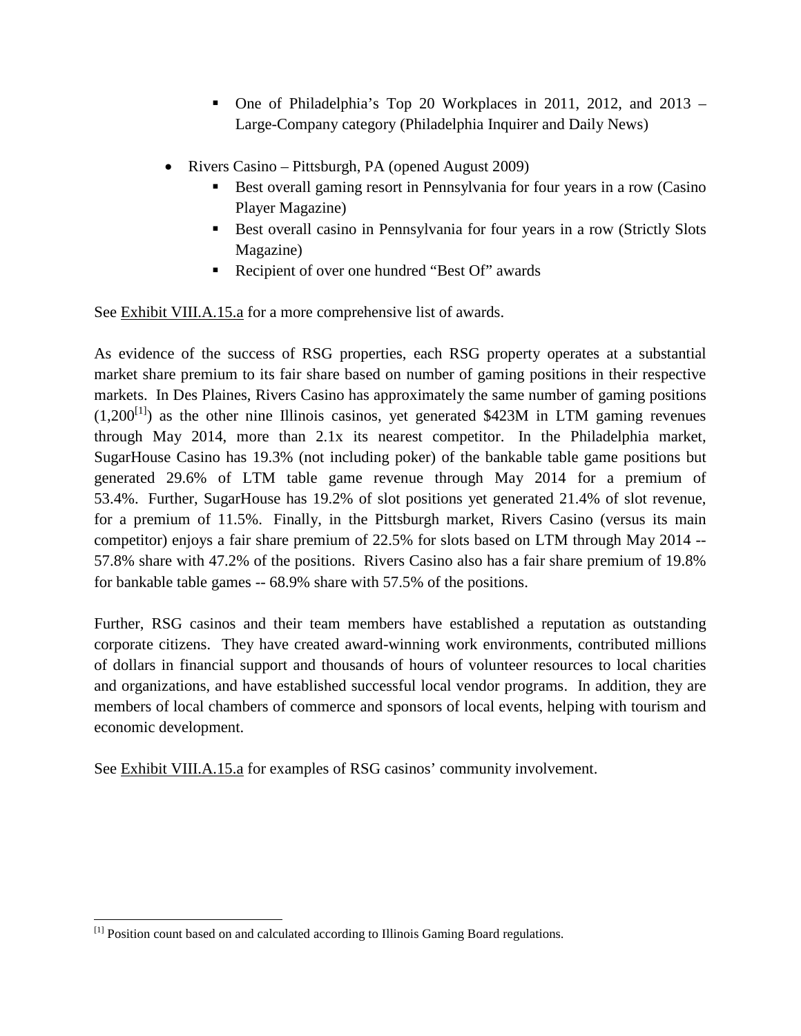- One of Philadelphia's Top 20 Workplaces in 2011, 2012, and 2013 – Large-Company category (Philadelphia Inquirer and Daily News)

- Rivers Casino – Pittsburgh, PA (opened August 2009)
  - Best overall gaming resort in Pennsylvania for four years in a row (Casino Player Magazine)
  - Best overall casino in Pennsylvania for four years in a row (Strictly Slots Magazine)
  - Recipient of over one hundred "Best Of" awards

See Exhibit VIII.A.15.a for a more comprehensive list of awards.

As evidence of the success of RSG properties, each RSG property operates at a substantial market share premium to its fair share based on number of gaming positions in their respective markets. In Des Plaines, Rivers Casino has approximately the same number of gaming positions (1,200[1]) as the other nine Illinois casinos, yet generated $423M in LTM gaming revenues through May 2014, more than 2.1x its nearest competitor. In the Philadelphia market, SugarHouse Casino has 19.3% (not including poker) of the bankable table game positions but generated 29.6% of LTM table game revenue through May 2014 for a premium of 53.4%. Further, SugarHouse has 19.2% of slot positions yet generated 21.4% of slot revenue, for a premium of 11.5%. Finally, in the Pittsburgh market, Rivers Casino (versus its main competitor) enjoys a fair share premium of 22.5% for slots based on LTM through May 2014 -- 57.8% share with 47.2% of the positions. Rivers Casino also has a fair share premium of 19.8% for bankable table games -- 68.9% share with 57.5% of the positions.

Further, RSG casinos and their team members have established a reputation as outstanding corporate citizens. They have created award-winning work environments, contributed millions of dollars in financial support and thousands of hours of volunteer resources to local charities and organizations, and have established successful local vendor programs. In addition, they are members of local chambers of commerce and sponsors of local events, helping with tourism and economic development.

See Exhibit VIII.A.15.a for examples of RSG casinos' community involvement.

[1] Position count based on and calculated according to Illinois Gaming Board regulations.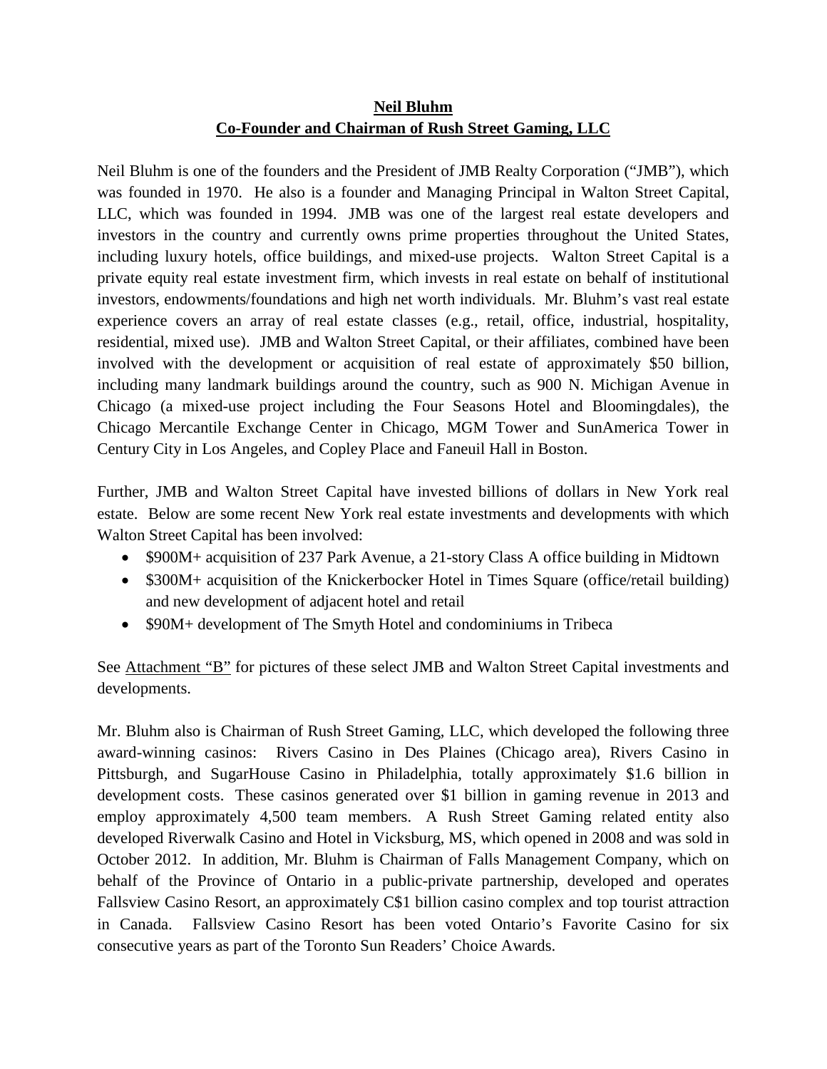**Neil Bluhm**
**Co-Founder and Chairman of Rush Street Gaming, LLC**

Neil Bluhm is one of the founders and the President of JMB Realty Corporation ("JMB"), which was founded in 1970. He also is a founder and Managing Principal in Walton Street Capital, LLC, which was founded in 1994. JMB was one of the largest real estate developers and investors in the country and currently owns prime properties throughout the United States, including luxury hotels, office buildings, and mixed-use projects. Walton Street Capital is a private equity real estate investment firm, which invests in real estate on behalf of institutional investors, endowments/foundations and high net worth individuals. Mr. Bluhm's vast real estate experience covers an array of real estate classes (e.g., retail, office, industrial, hospitality, residential, mixed use). JMB and Walton Street Capital, or their affiliates, combined have been involved with the development or acquisition of real estate of approximately $50 billion, including many landmark buildings around the country, such as 900 N. Michigan Avenue in Chicago (a mixed-use project including the Four Seasons Hotel and Bloomingdales), the Chicago Mercantile Exchange Center in Chicago, MGM Tower and SunAmerica Tower in Century City in Los Angeles, and Copley Place and Faneuil Hall in Boston.

Further, JMB and Walton Street Capital have invested billions of dollars in New York real estate. Below are some recent New York real estate investments and developments with which Walton Street Capital has been involved:

- $900M+ acquisition of 237 Park Avenue, a 21-story Class A office building in Midtown
- $300M+ acquisition of the Knickerbocker Hotel in Times Square (office/retail building) and new development of adjacent hotel and retail
- $90M+ development of The Smyth Hotel and condominiums in Tribeca

See Attachment "B" for pictures of these select JMB and Walton Street Capital investments and developments.

Mr. Bluhm also is Chairman of Rush Street Gaming, LLC, which developed the following three award-winning casinos: Rivers Casino in Des Plaines (Chicago area), Rivers Casino in Pittsburgh, and SugarHouse Casino in Philadelphia, totally approximately $1.6 billion in development costs. These casinos generated over $1 billion in gaming revenue in 2013 and employ approximately 4,500 team members. A Rush Street Gaming related entity also developed Riverwalk Casino and Hotel in Vicksburg, MS, which opened in 2008 and was sold in October 2012. In addition, Mr. Bluhm is Chairman of Falls Management Company, which on behalf of the Province of Ontario in a public-private partnership, developed and operates Fallsview Casino Resort, an approximately C$1 billion casino complex and top tourist attraction in Canada. Fallsview Casino Resort has been voted Ontario's Favorite Casino for six consecutive years as part of the Toronto Sun Readers' Choice Awards.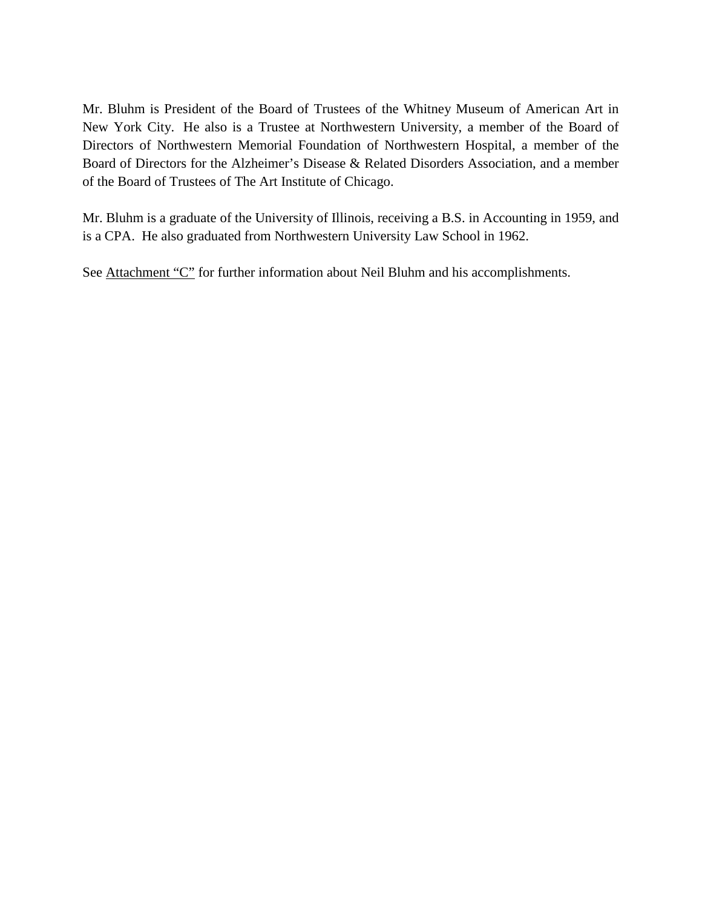Mr. Bluhm is President of the Board of Trustees of the Whitney Museum of American Art in New York City. He also is a Trustee at Northwestern University, a member of the Board of Directors of Northwestern Memorial Foundation of Northwestern Hospital, a member of the Board of Directors for the Alzheimer's Disease & Related Disorders Association, and a member of the Board of Trustees of The Art Institute of Chicago.

Mr. Bluhm is a graduate of the University of Illinois, receiving a B.S. in Accounting in 1959, and is a CPA. He also graduated from Northwestern University Law School in 1962.

See Attachment "C" for further information about Neil Bluhm and his accomplishments.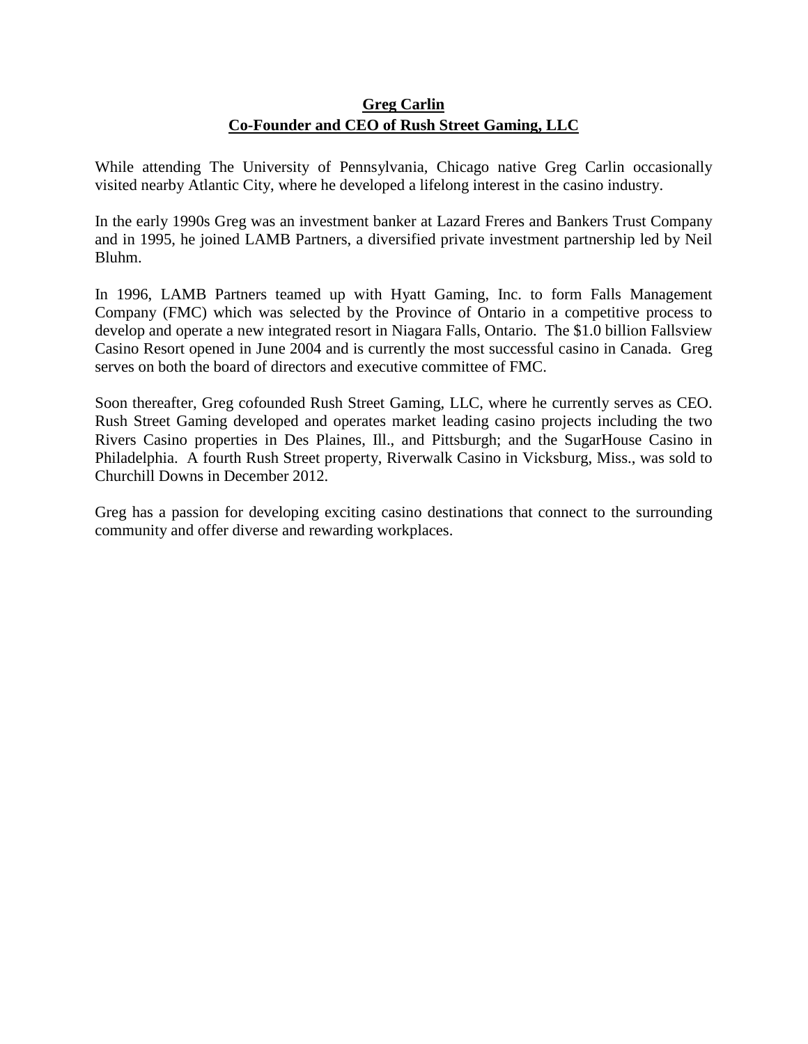# Greg Carlin
## Co-Founder and CEO of Rush Street Gaming, LLC

While attending The University of Pennsylvania, Chicago native Greg Carlin occasionally visited nearby Atlantic City, where he developed a lifelong interest in the casino industry.

In the early 1990s Greg was an investment banker at Lazard Freres and Bankers Trust Company and in 1995, he joined LAMB Partners, a diversified private investment partnership led by Neil Bluhm.

In 1996, LAMB Partners teamed up with Hyatt Gaming, Inc. to form Falls Management Company (FMC) which was selected by the Province of Ontario in a competitive process to develop and operate a new integrated resort in Niagara Falls, Ontario. The $1.0 billion Fallsview Casino Resort opened in June 2004 and is currently the most successful casino in Canada. Greg serves on both the board of directors and executive committee of FMC.

Soon thereafter, Greg cofounded Rush Street Gaming, LLC, where he currently serves as CEO. Rush Street Gaming developed and operates market leading casino projects including the two Rivers Casino properties in Des Plaines, Ill., and Pittsburgh; and the SugarHouse Casino in Philadelphia. A fourth Rush Street property, Riverwalk Casino in Vicksburg, Miss., was sold to Churchill Downs in December 2012.

Greg has a passion for developing exciting casino destinations that connect to the surrounding community and offer diverse and rewarding workplaces.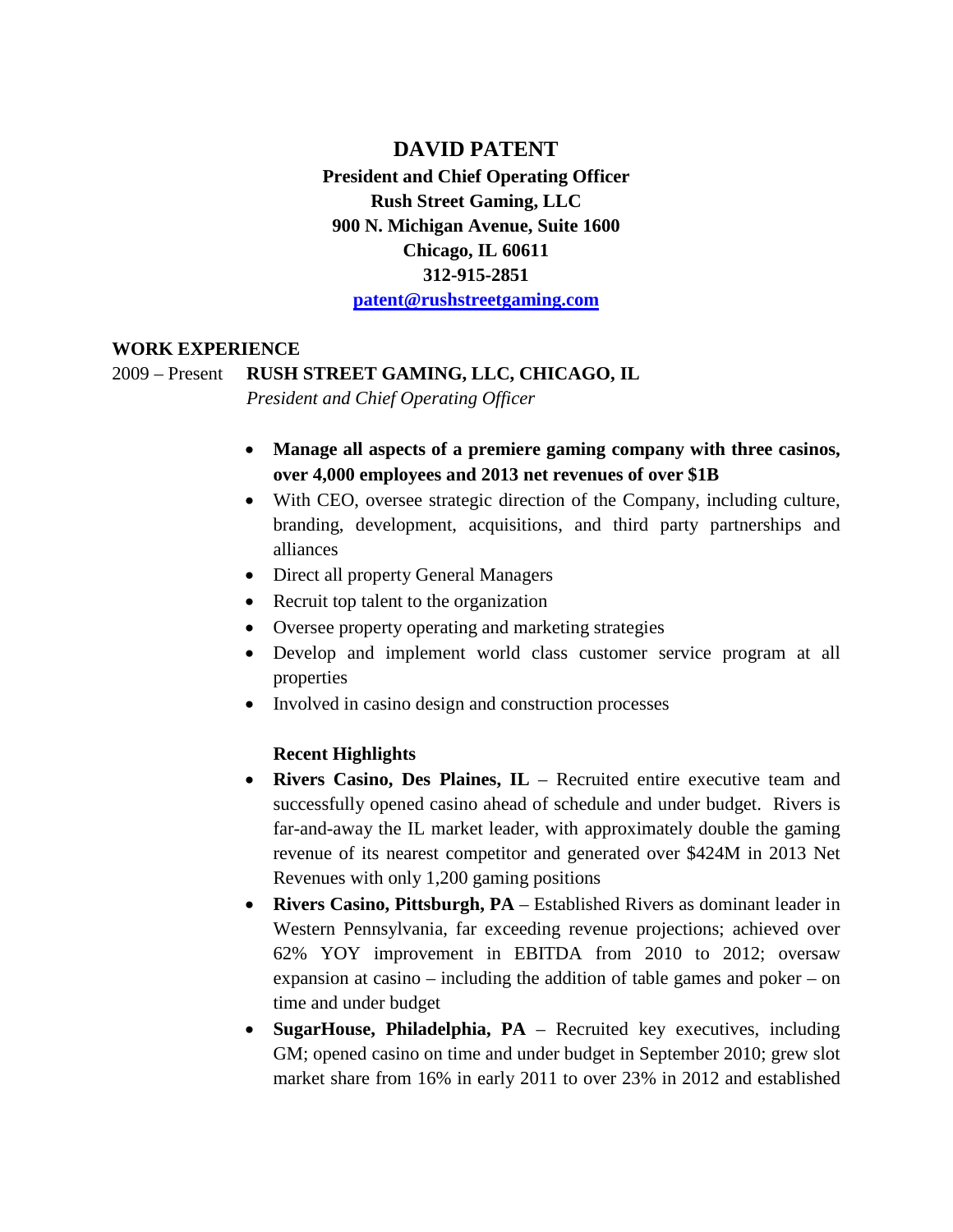# DAVID PATENT

**President and Chief Operating Officer**
**Rush Street Gaming, LLC**
**900 N. Michigan Avenue, Suite 1600**
**Chicago, IL 60611**
**312-915-2851**
**patent@rushstreetgaming.com**

## WORK EXPERIENCE

2009 – Present **RUSH STREET GAMING, LLC, CHICAGO, IL**
*President and Chief Operating Officer*

- **Manage all aspects of a premiere gaming company with three casinos, over 4,000 employees and 2013 net revenues of over $1B**
- With CEO, oversee strategic direction of the Company, including culture, branding, development, acquisitions, and third party partnerships and alliances
- Direct all property General Managers
- Recruit top talent to the organization
- Oversee property operating and marketing strategies
- Develop and implement world class customer service program at all properties
- Involved in casino design and construction processes

**Recent Highlights**

- **Rivers Casino, Des Plaines, IL** – Recruited entire executive team and successfully opened casino ahead of schedule and under budget. Rivers is far-and-away the IL market leader, with approximately double the gaming revenue of its nearest competitor and generated over $424M in 2013 Net Revenues with only 1,200 gaming positions
- **Rivers Casino, Pittsburgh, PA** – Established Rivers as dominant leader in Western Pennsylvania, far exceeding revenue projections; achieved over 62% YOY improvement in EBITDA from 2010 to 2012; oversaw expansion at casino – including the addition of table games and poker – on time and under budget
- **SugarHouse, Philadelphia, PA** – Recruited key executives, including GM; opened casino on time and under budget in September 2010; grew slot market share from 16% in early 2011 to over 23% in 2012 and established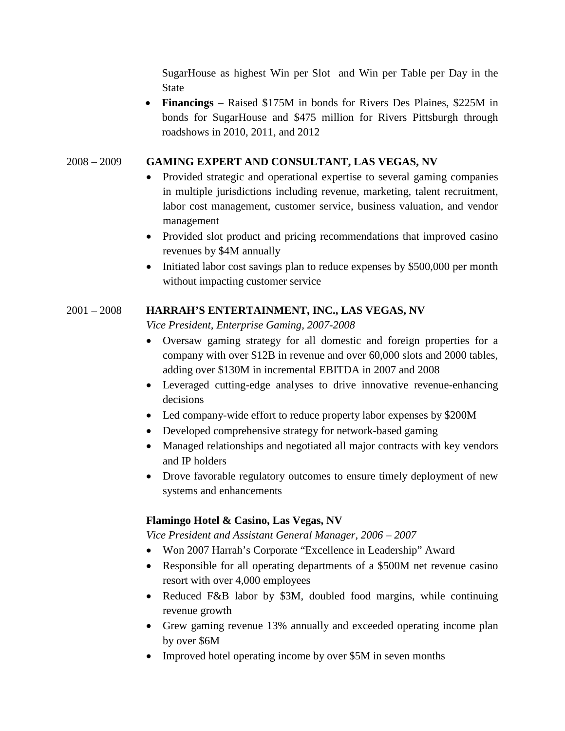SugarHouse as highest Win per Slot and Win per Table per Day in the State

- **Financings** – Raised $175M in bonds for Rivers Des Plaines, $225M in bonds for SugarHouse and $475 million for Rivers Pittsburgh through roadshows in 2010, 2011, and 2012

2008 – 2009 **GAMING EXPERT AND CONSULTANT, LAS VEGAS, NV**

- Provided strategic and operational expertise to several gaming companies in multiple jurisdictions including revenue, marketing, talent recruitment, labor cost management, customer service, business valuation, and vendor management
- Provided slot product and pricing recommendations that improved casino revenues by $4M annually
- Initiated labor cost savings plan to reduce expenses by $500,000 per month without impacting customer service

2001 – 2008 **HARRAH'S ENTERTAINMENT, INC., LAS VEGAS, NV**

*Vice President, Enterprise Gaming, 2007-2008*

- Oversaw gaming strategy for all domestic and foreign properties for a company with over $12B in revenue and over 60,000 slots and 2000 tables, adding over $130M in incremental EBITDA in 2007 and 2008
- Leveraged cutting-edge analyses to drive innovative revenue-enhancing decisions
- Led company-wide effort to reduce property labor expenses by $200M
- Developed comprehensive strategy for network-based gaming
- Managed relationships and negotiated all major contracts with key vendors and IP holders
- Drove favorable regulatory outcomes to ensure timely deployment of new systems and enhancements

**Flamingo Hotel & Casino, Las Vegas, NV**

*Vice President and Assistant General Manager, 2006 – 2007*

- Won 2007 Harrah's Corporate "Excellence in Leadership" Award
- Responsible for all operating departments of a $500M net revenue casino resort with over 4,000 employees
- Reduced F&B labor by $3M, doubled food margins, while continuing revenue growth
- Grew gaming revenue 13% annually and exceeded operating income plan by over $6M
- Improved hotel operating income by over $5M in seven months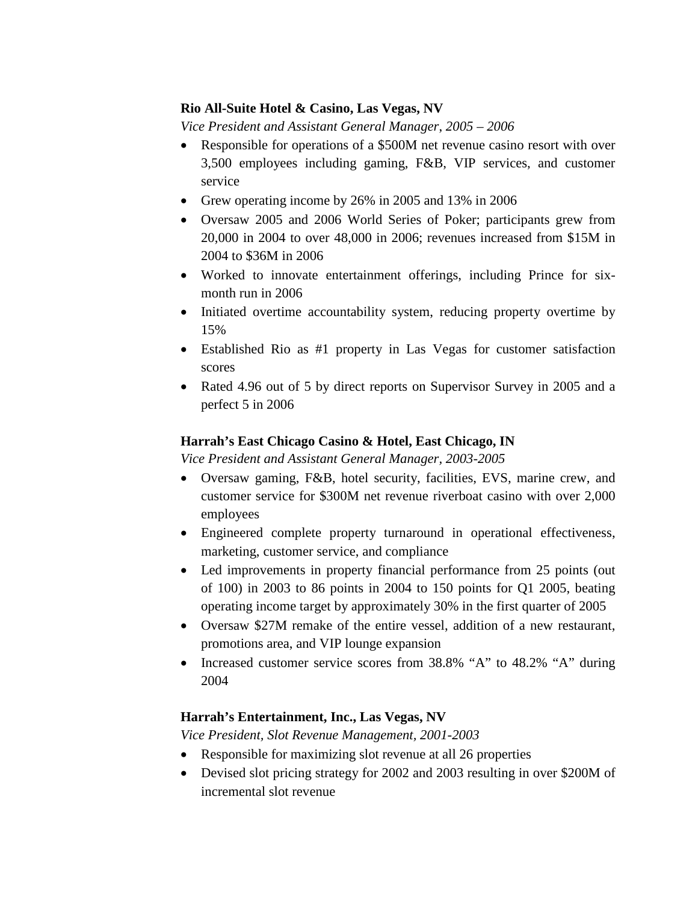**Rio All-Suite Hotel & Casino, Las Vegas, NV**

*Vice President and Assistant General Manager, 2005 – 2006*

- Responsible for operations of a $500M net revenue casino resort with over 3,500 employees including gaming, F&B, VIP services, and customer service
- Grew operating income by 26% in 2005 and 13% in 2006
- Oversaw 2005 and 2006 World Series of Poker; participants grew from 20,000 in 2004 to over 48,000 in 2006; revenues increased from $15M in 2004 to $36M in 2006
- Worked to innovate entertainment offerings, including Prince for six-month run in 2006
- Initiated overtime accountability system, reducing property overtime by 15%
- Established Rio as #1 property in Las Vegas for customer satisfaction scores
- Rated 4.96 out of 5 by direct reports on Supervisor Survey in 2005 and a perfect 5 in 2006

**Harrah's East Chicago Casino & Hotel, East Chicago, IN**

*Vice President and Assistant General Manager, 2003-2005*

- Oversaw gaming, F&B, hotel security, facilities, EVS, marine crew, and customer service for $300M net revenue riverboat casino with over 2,000 employees
- Engineered complete property turnaround in operational effectiveness, marketing, customer service, and compliance
- Led improvements in property financial performance from 25 points (out of 100) in 2003 to 86 points in 2004 to 150 points for Q1 2005, beating operating income target by approximately 30% in the first quarter of 2005
- Oversaw $27M remake of the entire vessel, addition of a new restaurant, promotions area, and VIP lounge expansion
- Increased customer service scores from 38.8% "A" to 48.2% "A" during 2004

**Harrah's Entertainment, Inc., Las Vegas, NV**

*Vice President, Slot Revenue Management, 2001-2003*

- Responsible for maximizing slot revenue at all 26 properties
- Devised slot pricing strategy for 2002 and 2003 resulting in over $200M of incremental slot revenue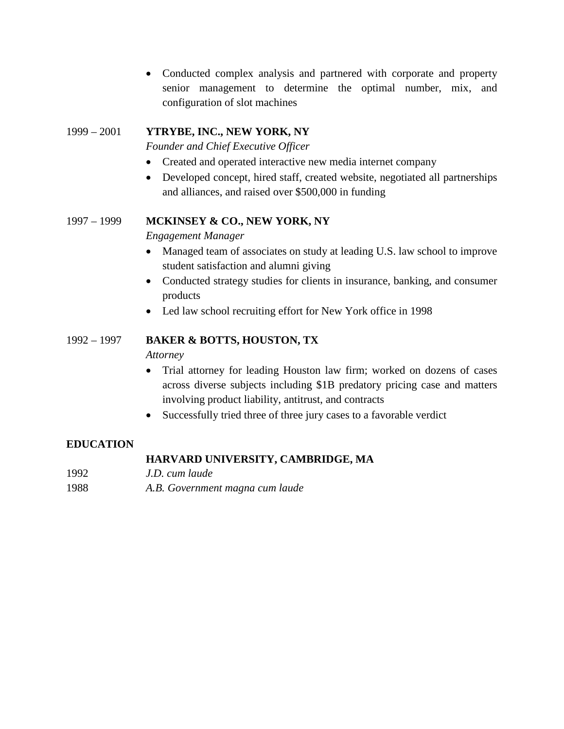- Conducted complex analysis and partnered with corporate and property senior management to determine the optimal number, mix, and configuration of slot machines

1999 – 2001 **YTRYBE, INC., NEW YORK, NY**

*Founder and Chief Executive Officer*

- Created and operated interactive new media internet company
- Developed concept, hired staff, created website, negotiated all partnerships and alliances, and raised over $500,000 in funding

1997 – 1999 **MCKINSEY & CO., NEW YORK, NY**

*Engagement Manager*

- Managed team of associates on study at leading U.S. law school to improve student satisfaction and alumni giving
- Conducted strategy studies for clients in insurance, banking, and consumer products
- Led law school recruiting effort for New York office in 1998

1992 – 1997 **BAKER & BOTTS, HOUSTON, TX**

*Attorney*

- Trial attorney for leading Houston law firm; worked on dozens of cases across diverse subjects including $1B predatory pricing case and matters involving product liability, antitrust, and contracts
- Successfully tried three of three jury cases to a favorable verdict

**EDUCATION**

**HARVARD UNIVERSITY, CAMBRIDGE, MA**

1992 *J.D. cum laude*

1988 *A.B. Government magna cum laude*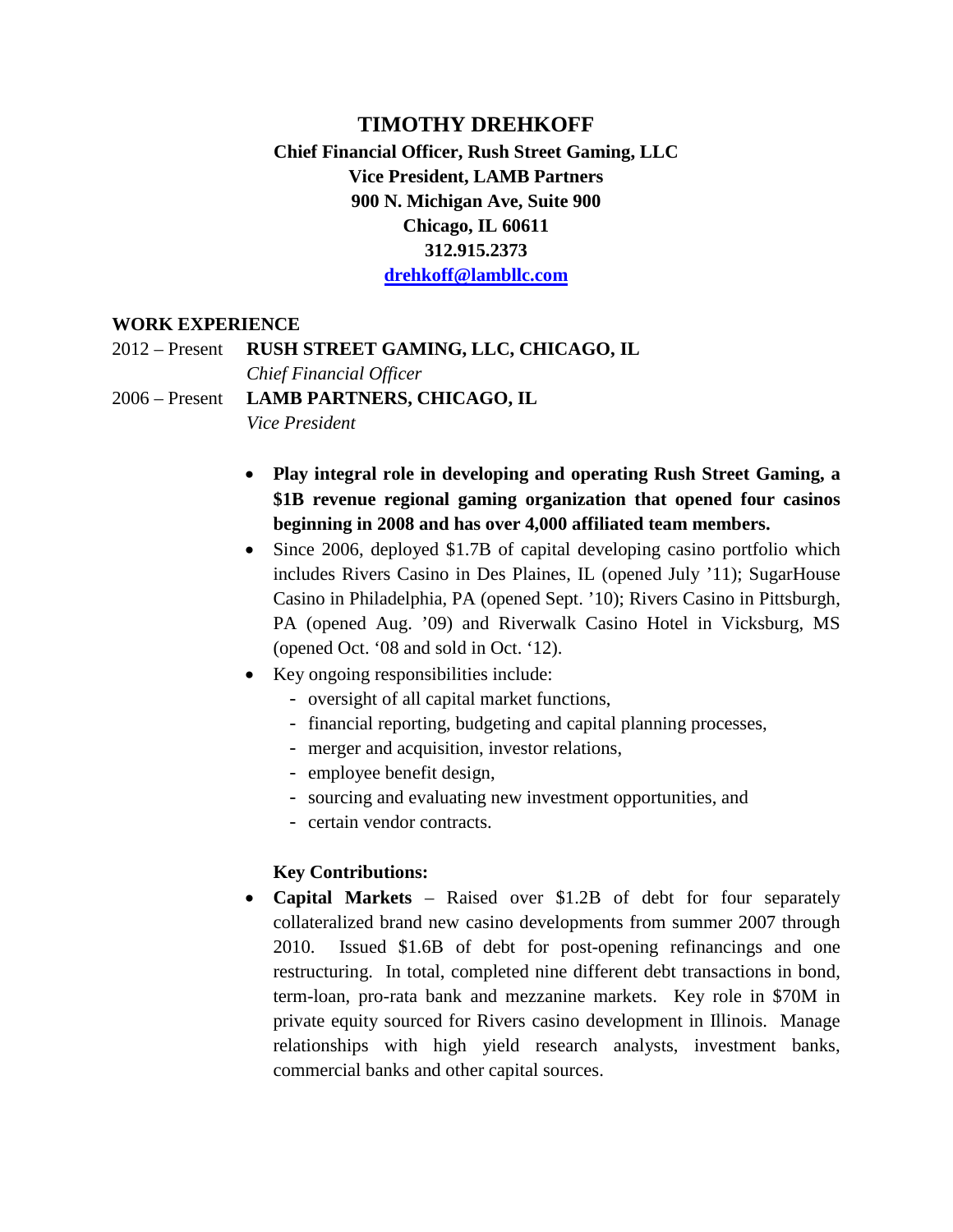# TIMOTHY DREHKOFF

**Chief Financial Officer, Rush Street Gaming, LLC**
**Vice President, LAMB Partners**
**900 N. Michigan Ave, Suite 900**
**Chicago, IL 60611**
**312.915.2373**
**drehkoff@lambllc.com**

## WORK EXPERIENCE

2012 – Present **RUSH STREET GAMING, LLC, CHICAGO, IL**
*Chief Financial Officer*

2006 – Present **LAMB PARTNERS, CHICAGO, IL**
*Vice President*

- **Play integral role in developing and operating Rush Street Gaming, a $1B revenue regional gaming organization that opened four casinos beginning in 2008 and has over 4,000 affiliated team members.**
- Since 2006, deployed $1.7B of capital developing casino portfolio which includes Rivers Casino in Des Plaines, IL (opened July '11); SugarHouse Casino in Philadelphia, PA (opened Sept. '10); Rivers Casino in Pittsburgh, PA (opened Aug. '09) and Riverwalk Casino Hotel in Vicksburg, MS (opened Oct. '08 and sold in Oct. '12).
- Key ongoing responsibilities include:
  - oversight of all capital market functions,
  - financial reporting, budgeting and capital planning processes,
  - merger and acquisition, investor relations,
  - employee benefit design,
  - sourcing and evaluating new investment opportunities, and
  - certain vendor contracts.

**Key Contributions:**

- **Capital Markets** – Raised over $1.2B of debt for four separately collateralized brand new casino developments from summer 2007 through 2010. Issued $1.6B of debt for post-opening refinancings and one restructuring. In total, completed nine different debt transactions in bond, term-loan, pro-rata bank and mezzanine markets. Key role in $70M in private equity sourced for Rivers casino development in Illinois. Manage relationships with high yield research analysts, investment banks, commercial banks and other capital sources.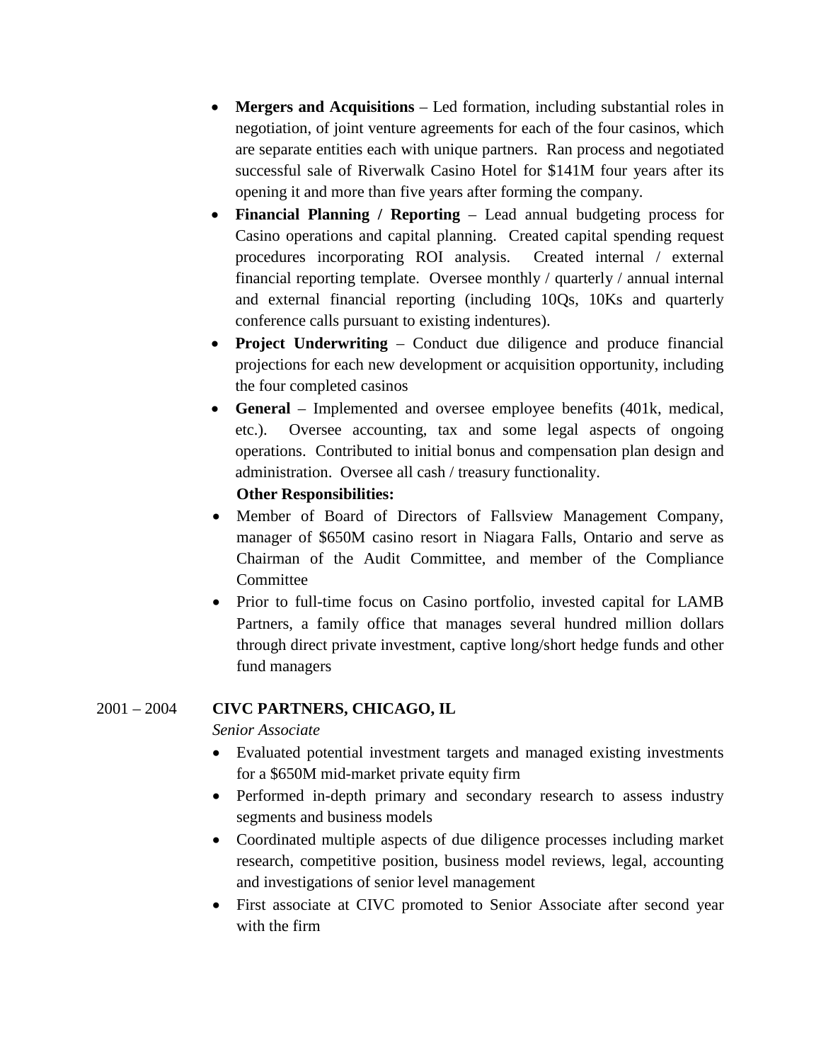- **Mergers and Acquisitions** – Led formation, including substantial roles in negotiation, of joint venture agreements for each of the four casinos, which are separate entities each with unique partners. Ran process and negotiated successful sale of Riverwalk Casino Hotel for $141M four years after its opening it and more than five years after forming the company.
- **Financial Planning / Reporting** – Lead annual budgeting process for Casino operations and capital planning. Created capital spending request procedures incorporating ROI analysis. Created internal / external financial reporting template. Oversee monthly / quarterly / annual internal and external financial reporting (including 10Qs, 10Ks and quarterly conference calls pursuant to existing indentures).
- **Project Underwriting** – Conduct due diligence and produce financial projections for each new development or acquisition opportunity, including the four completed casinos
- **General** – Implemented and oversee employee benefits (401k, medical, etc.). Oversee accounting, tax and some legal aspects of ongoing operations. Contributed to initial bonus and compensation plan design and administration. Oversee all cash / treasury functionality.

**Other Responsibilities:**

- Member of Board of Directors of Fallsview Management Company, manager of $650M casino resort in Niagara Falls, Ontario and serve as Chairman of the Audit Committee, and member of the Compliance Committee
- Prior to full-time focus on Casino portfolio, invested capital for LAMB Partners, a family office that manages several hundred million dollars through direct private investment, captive long/short hedge funds and other fund managers

2001 – 2004 **CIVC PARTNERS, CHICAGO, IL**

*Senior Associate*

- Evaluated potential investment targets and managed existing investments for a $650M mid-market private equity firm
- Performed in-depth primary and secondary research to assess industry segments and business models
- Coordinated multiple aspects of due diligence processes including market research, competitive position, business model reviews, legal, accounting and investigations of senior level management
- First associate at CIVC promoted to Senior Associate after second year with the firm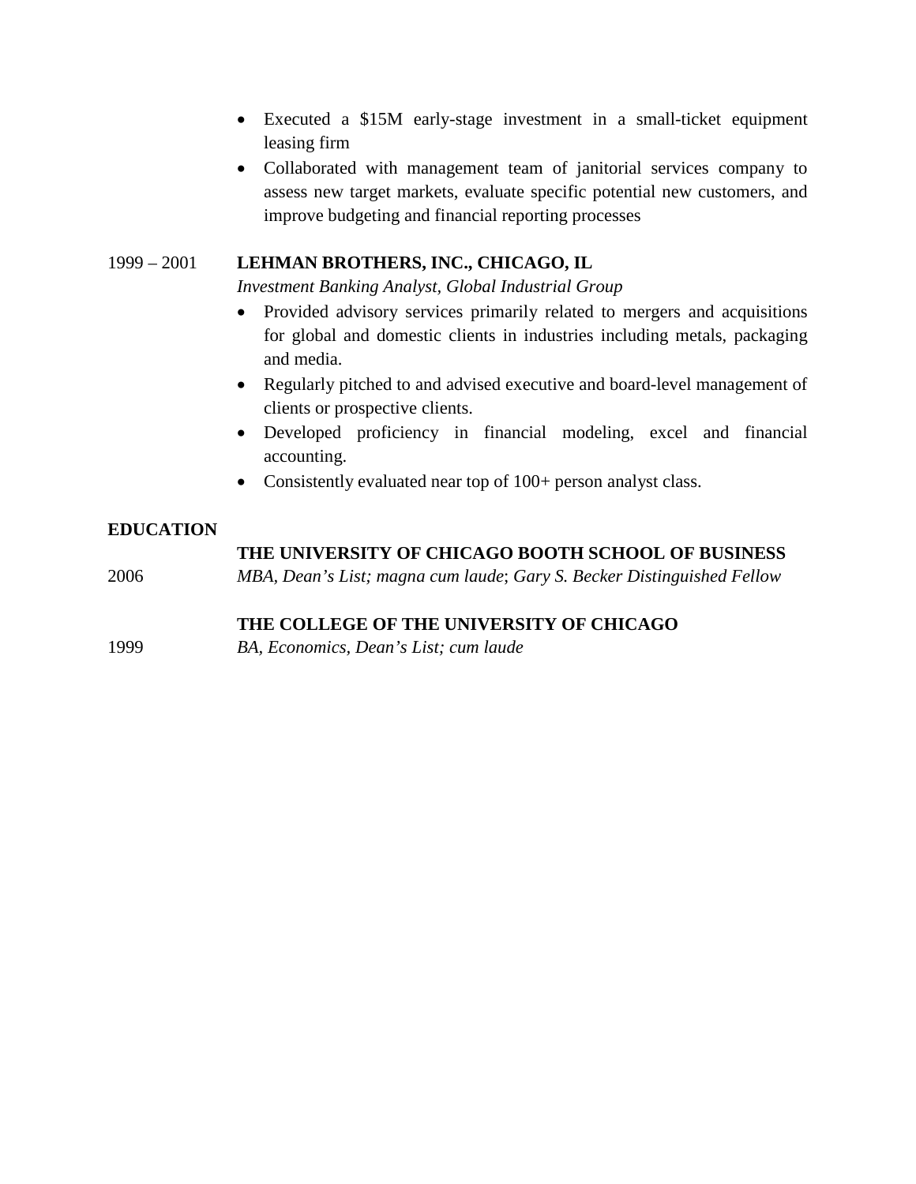- Executed a $15M early-stage investment in a small-ticket equipment leasing firm
- Collaborated with management team of janitorial services company to assess new target markets, evaluate specific potential new customers, and improve budgeting and financial reporting processes

1999 – 2001 **LEHMAN BROTHERS, INC., CHICAGO, IL**

*Investment Banking Analyst, Global Industrial Group*

- Provided advisory services primarily related to mergers and acquisitions for global and domestic clients in industries including metals, packaging and media.
- Regularly pitched to and advised executive and board-level management of clients or prospective clients.
- Developed proficiency in financial modeling, excel and financial accounting.
- Consistently evaluated near top of 100+ person analyst class.

**EDUCATION**

**THE UNIVERSITY OF CHICAGO BOOTH SCHOOL OF BUSINESS**

2006 *MBA, Dean's List; magna cum laude*; *Gary S. Becker Distinguished Fellow*

**THE COLLEGE OF THE UNIVERSITY OF CHICAGO**

1999 *BA, Economics, Dean's List; cum laude*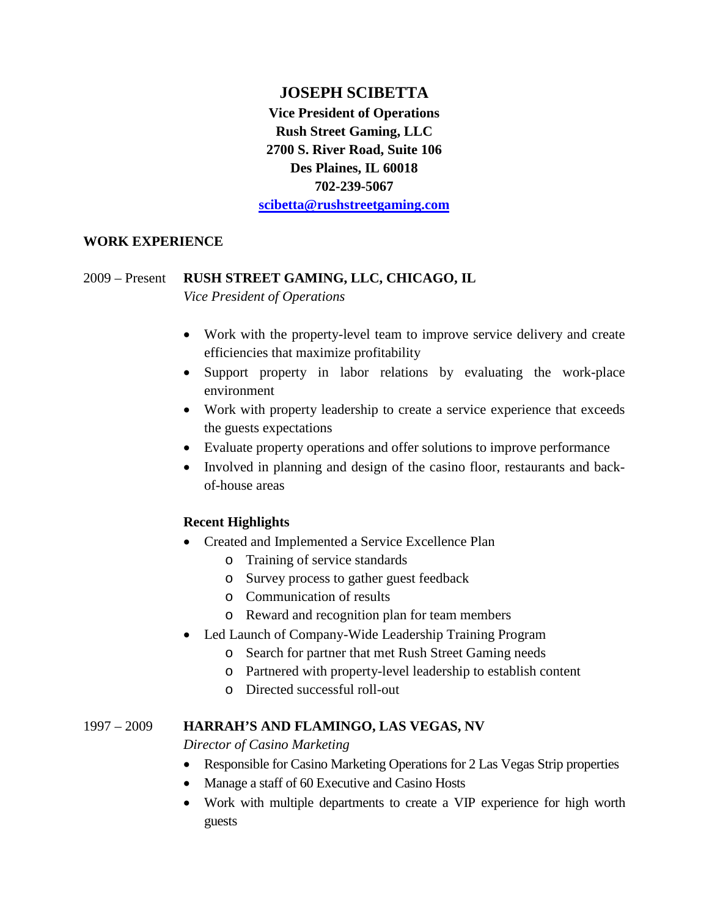# JOSEPH SCIBETTA

**Vice President of Operations**
**Rush Street Gaming, LLC**
**2700 S. River Road, Suite 106**
**Des Plaines, IL 60018**
**702-239-5067**
**scibetta@rushstreetgaming.com**

## WORK EXPERIENCE

2009 – Present **RUSH STREET GAMING, LLC, CHICAGO, IL**
*Vice President of Operations*

- Work with the property-level team to improve service delivery and create efficiencies that maximize profitability
- Support property in labor relations by evaluating the work-place environment
- Work with property leadership to create a service experience that exceeds the guests expectations
- Evaluate property operations and offer solutions to improve performance
- Involved in planning and design of the casino floor, restaurants and back-of-house areas

**Recent Highlights**

- Created and Implemented a Service Excellence Plan
  - Training of service standards
  - Survey process to gather guest feedback
  - Communication of results
  - Reward and recognition plan for team members
- Led Launch of Company-Wide Leadership Training Program
  - Search for partner that met Rush Street Gaming needs
  - Partnered with property-level leadership to establish content
  - Directed successful roll-out

1997 – 2009 **HARRAH'S AND FLAMINGO, LAS VEGAS, NV**
*Director of Casino Marketing*

- Responsible for Casino Marketing Operations for 2 Las Vegas Strip properties
- Manage a staff of 60 Executive and Casino Hosts
- Work with multiple departments to create a VIP experience for high worth guests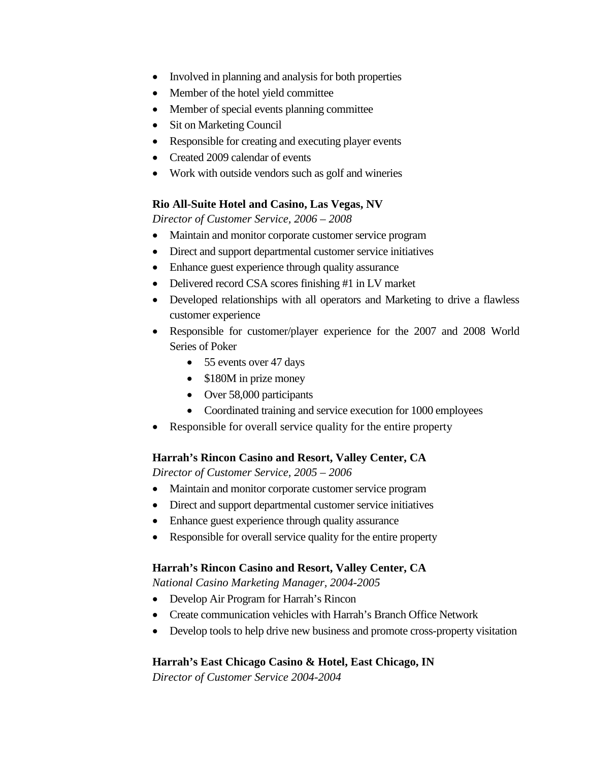- Involved in planning and analysis for both properties
- Member of the hotel yield committee
- Member of special events planning committee
- Sit on Marketing Council
- Responsible for creating and executing player events
- Created 2009 calendar of events
- Work with outside vendors such as golf and wineries

**Rio All-Suite Hotel and Casino, Las Vegas, NV**
*Director of Customer Service, 2006 – 2008*

- Maintain and monitor corporate customer service program
- Direct and support departmental customer service initiatives
- Enhance guest experience through quality assurance
- Delivered record CSA scores finishing #1 in LV market
- Developed relationships with all operators and Marketing to drive a flawless customer experience
- Responsible for customer/player experience for the 2007 and 2008 World Series of Poker
    - 55 events over 47 days
    - $180M in prize money
    - Over 58,000 participants
    - Coordinated training and service execution for 1000 employees
- Responsible for overall service quality for the entire property

**Harrah's Rincon Casino and Resort, Valley Center, CA**
*Director of Customer Service, 2005 – 2006*

- Maintain and monitor corporate customer service program
- Direct and support departmental customer service initiatives
- Enhance guest experience through quality assurance
- Responsible for overall service quality for the entire property

**Harrah's Rincon Casino and Resort, Valley Center, CA**
*National Casino Marketing Manager, 2004-2005*

- Develop Air Program for Harrah's Rincon
- Create communication vehicles with Harrah's Branch Office Network
- Develop tools to help drive new business and promote cross-property visitation

**Harrah's East Chicago Casino & Hotel, East Chicago, IN**
*Director of Customer Service 2004-2004*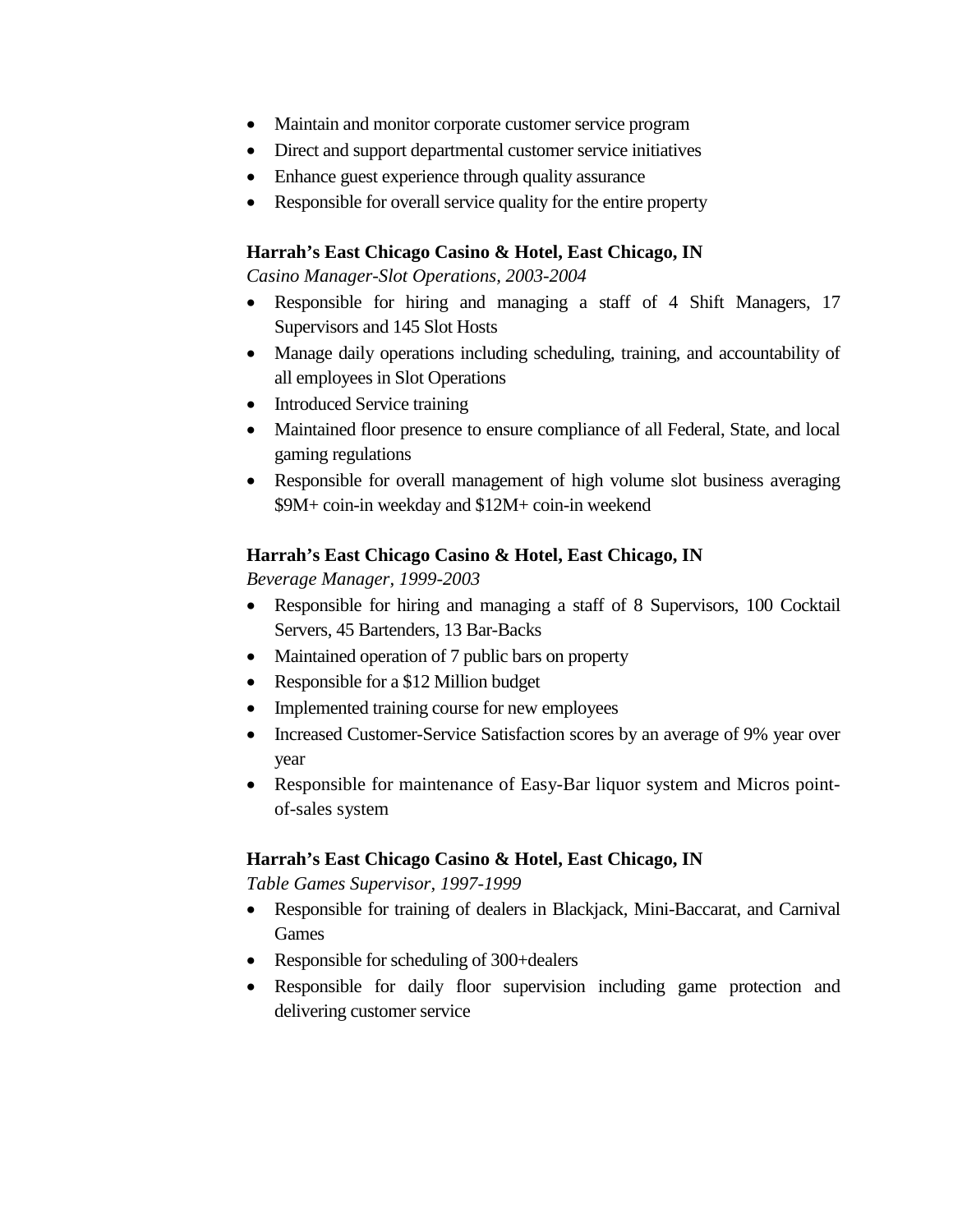- Maintain and monitor corporate customer service program
- Direct and support departmental customer service initiatives
- Enhance guest experience through quality assurance
- Responsible for overall service quality for the entire property

**Harrah's East Chicago Casino & Hotel, East Chicago, IN**

*Casino Manager-Slot Operations, 2003-2004*

- Responsible for hiring and managing a staff of 4 Shift Managers, 17 Supervisors and 145 Slot Hosts
- Manage daily operations including scheduling, training, and accountability of all employees in Slot Operations
- Introduced Service training
- Maintained floor presence to ensure compliance of all Federal, State, and local gaming regulations
- Responsible for overall management of high volume slot business averaging $9M+ coin-in weekday and $12M+ coin-in weekend

**Harrah's East Chicago Casino & Hotel, East Chicago, IN**

*Beverage Manager, 1999-2003*

- Responsible for hiring and managing a staff of 8 Supervisors, 100 Cocktail Servers, 45 Bartenders, 13 Bar-Backs
- Maintained operation of 7 public bars on property
- Responsible for a $12 Million budget
- Implemented training course for new employees
- Increased Customer-Service Satisfaction scores by an average of 9% year over year
- Responsible for maintenance of Easy-Bar liquor system and Micros point-of-sales system

**Harrah's East Chicago Casino & Hotel, East Chicago, IN**

*Table Games Supervisor, 1997-1999*

- Responsible for training of dealers in Blackjack, Mini-Baccarat, and Carnival Games
- Responsible for scheduling of 300+dealers
- Responsible for daily floor supervision including game protection and delivering customer service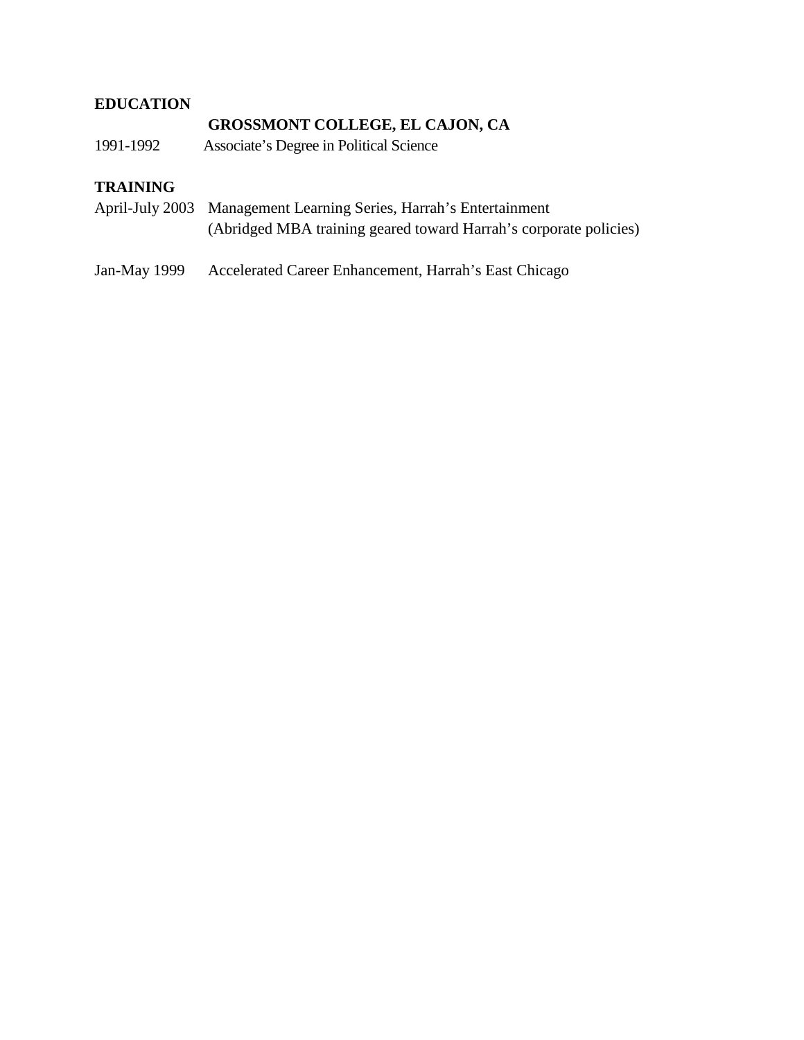**EDUCATION**

**GROSSMONT COLLEGE, EL CAJON, CA**

1991-1992 Associate's Degree in Political Science

**TRAINING**

April-July 2003 Management Learning Series, Harrah's Entertainment
(Abridged MBA training geared toward Harrah's corporate policies)

Jan-May 1999 Accelerated Career Enhancement, Harrah's East Chicago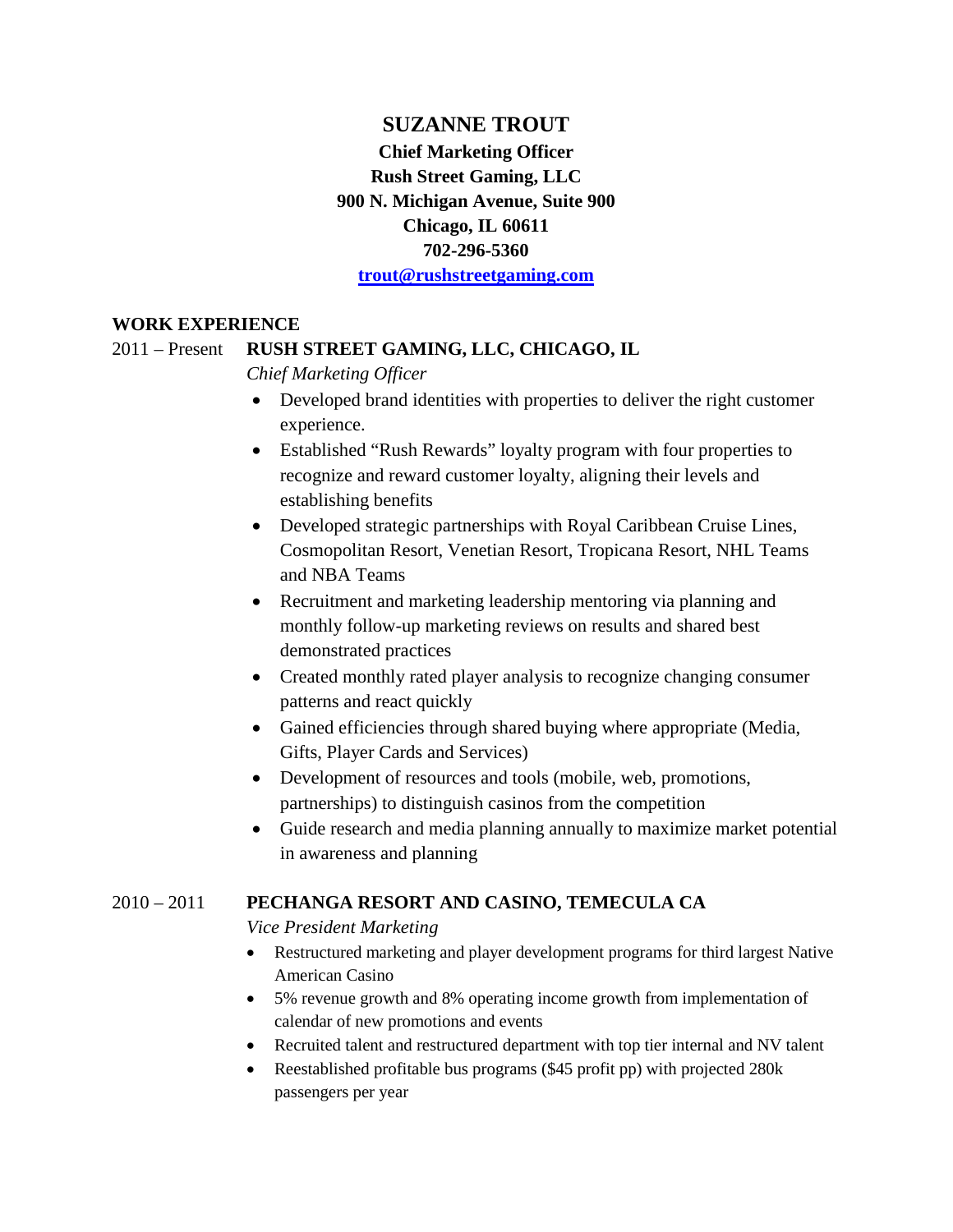# SUZANNE TROUT

**Chief Marketing Officer**
**Rush Street Gaming, LLC**
**900 N. Michigan Avenue, Suite 900**
**Chicago, IL 60611**
**702-296-5360**
**trout@rushstreetgaming.com**

## WORK EXPERIENCE

2011 – Present **RUSH STREET GAMING, LLC, CHICAGO, IL**

*Chief Marketing Officer*

- Developed brand identities with properties to deliver the right customer experience.
- Established "Rush Rewards" loyalty program with four properties to recognize and reward customer loyalty, aligning their levels and establishing benefits
- Developed strategic partnerships with Royal Caribbean Cruise Lines, Cosmopolitan Resort, Venetian Resort, Tropicana Resort, NHL Teams and NBA Teams
- Recruitment and marketing leadership mentoring via planning and monthly follow-up marketing reviews on results and shared best demonstrated practices
- Created monthly rated player analysis to recognize changing consumer patterns and react quickly
- Gained efficiencies through shared buying where appropriate (Media, Gifts, Player Cards and Services)
- Development of resources and tools (mobile, web, promotions, partnerships) to distinguish casinos from the competition
- Guide research and media planning annually to maximize market potential in awareness and planning

2010 – 2011 **PECHANGA RESORT AND CASINO, TEMECULA CA**

*Vice President Marketing*

- Restructured marketing and player development programs for third largest Native American Casino
- 5% revenue growth and 8% operating income growth from implementation of calendar of new promotions and events
- Recruited talent and restructured department with top tier internal and NV talent
- Reestablished profitable bus programs ($45 profit pp) with projected 280k passengers per year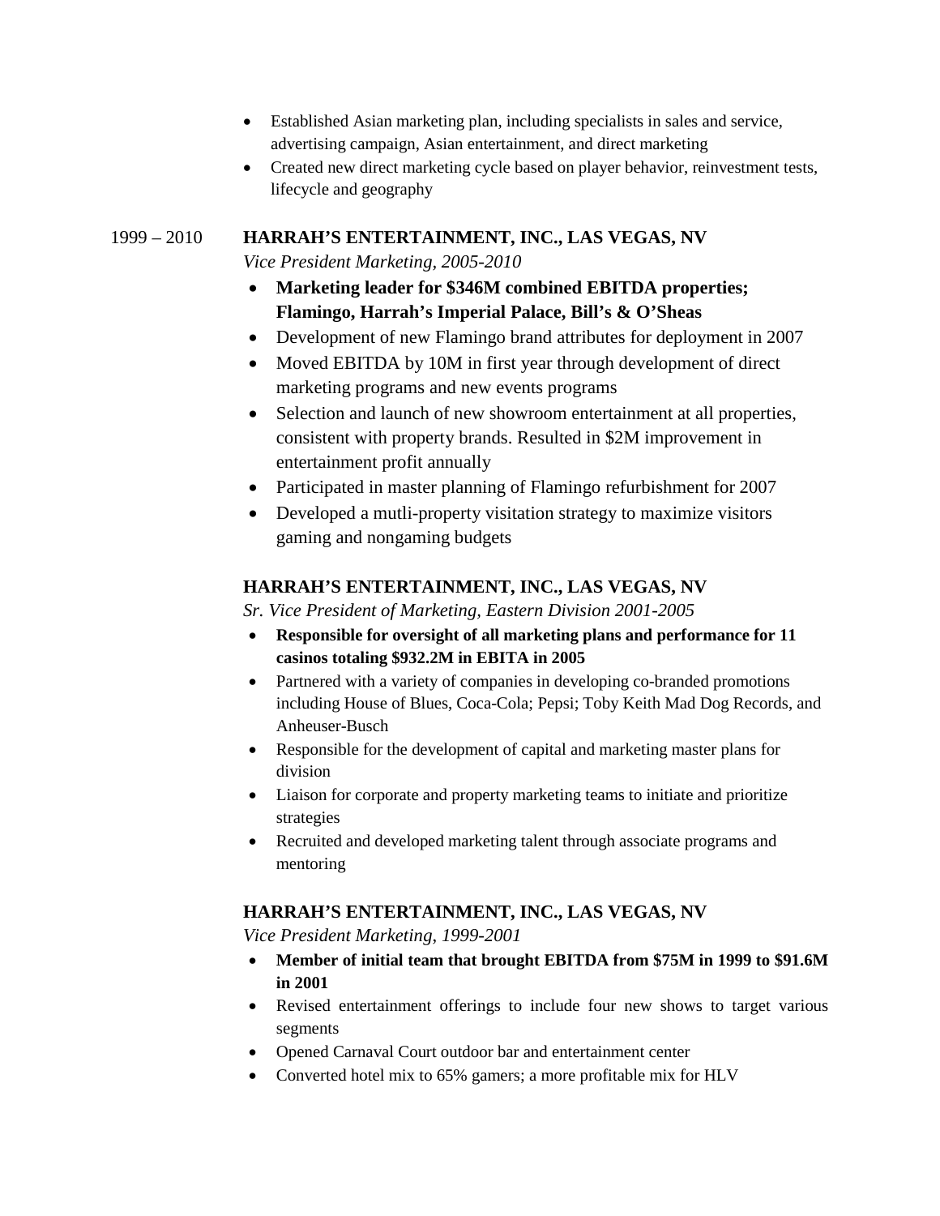- Established Asian marketing plan, including specialists in sales and service, advertising campaign, Asian entertainment, and direct marketing
- Created new direct marketing cycle based on player behavior, reinvestment tests, lifecycle and geography

1999 – 2010 **HARRAH'S ENTERTAINMENT, INC., LAS VEGAS, NV**

*Vice President Marketing, 2005-2010*

- **Marketing leader for $346M combined EBITDA properties; Flamingo, Harrah's Imperial Palace, Bill's & O'Sheas**
- Development of new Flamingo brand attributes for deployment in 2007
- Moved EBITDA by 10M in first year through development of direct marketing programs and new events programs
- Selection and launch of new showroom entertainment at all properties, consistent with property brands. Resulted in $2M improvement in entertainment profit annually
- Participated in master planning of Flamingo refurbishment for 2007
- Developed a mutli-property visitation strategy to maximize visitors gaming and nongaming budgets

**HARRAH'S ENTERTAINMENT, INC., LAS VEGAS, NV**

*Sr. Vice President of Marketing, Eastern Division 2001-2005*

- **Responsible for oversight of all marketing plans and performance for 11 casinos totaling $932.2M in EBITA in 2005**
- Partnered with a variety of companies in developing co-branded promotions including House of Blues, Coca-Cola; Pepsi; Toby Keith Mad Dog Records, and Anheuser-Busch
- Responsible for the development of capital and marketing master plans for division
- Liaison for corporate and property marketing teams to initiate and prioritize strategies
- Recruited and developed marketing talent through associate programs and mentoring

**HARRAH'S ENTERTAINMENT, INC., LAS VEGAS, NV**

*Vice President Marketing, 1999-2001*

- **Member of initial team that brought EBITDA from $75M in 1999 to $91.6M in 2001**
- Revised entertainment offerings to include four new shows to target various segments
- Opened Carnaval Court outdoor bar and entertainment center
- Converted hotel mix to 65% gamers; a more profitable mix for HLV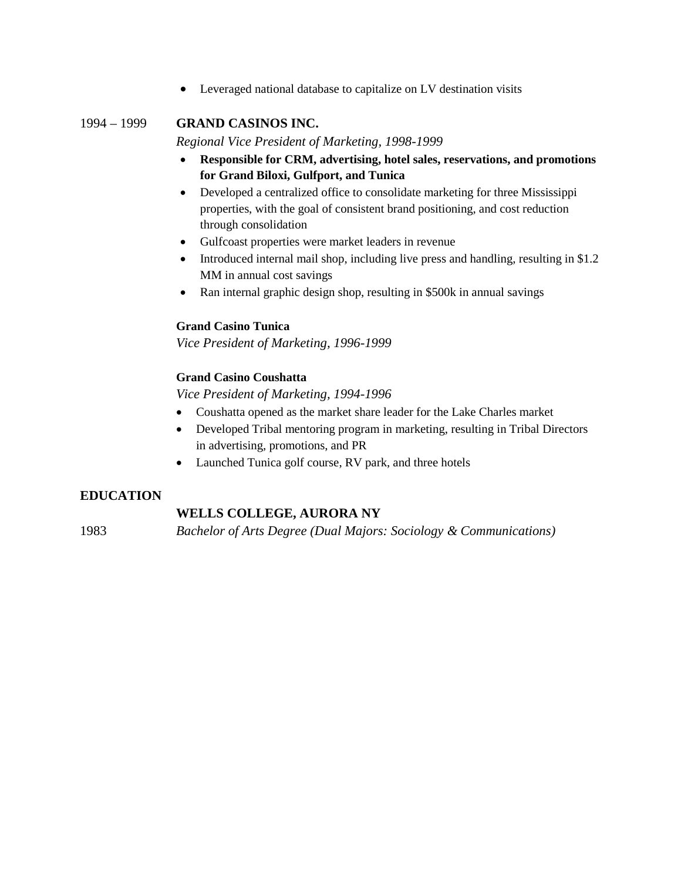- Leveraged national database to capitalize on LV destination visits

1994 – 1999 **GRAND CASINOS INC.**

*Regional Vice President of Marketing, 1998-1999*

- **Responsible for CRM, advertising, hotel sales, reservations, and promotions for Grand Biloxi, Gulfport, and Tunica**
- Developed a centralized office to consolidate marketing for three Mississippi properties, with the goal of consistent brand positioning, and cost reduction through consolidation
- Gulfcoast properties were market leaders in revenue
- Introduced internal mail shop, including live press and handling, resulting in $1.2 MM in annual cost savings
- Ran internal graphic design shop, resulting in $500k in annual savings

**Grand Casino Tunica**

*Vice President of Marketing, 1996-1999*

**Grand Casino Coushatta**

*Vice President of Marketing, 1994-1996*

- Coushatta opened as the market share leader for the Lake Charles market
- Developed Tribal mentoring program in marketing, resulting in Tribal Directors in advertising, promotions, and PR
- Launched Tunica golf course, RV park, and three hotels

## EDUCATION

**WELLS COLLEGE, AURORA NY**

1983 *Bachelor of Arts Degree (Dual Majors: Sociology & Communications)*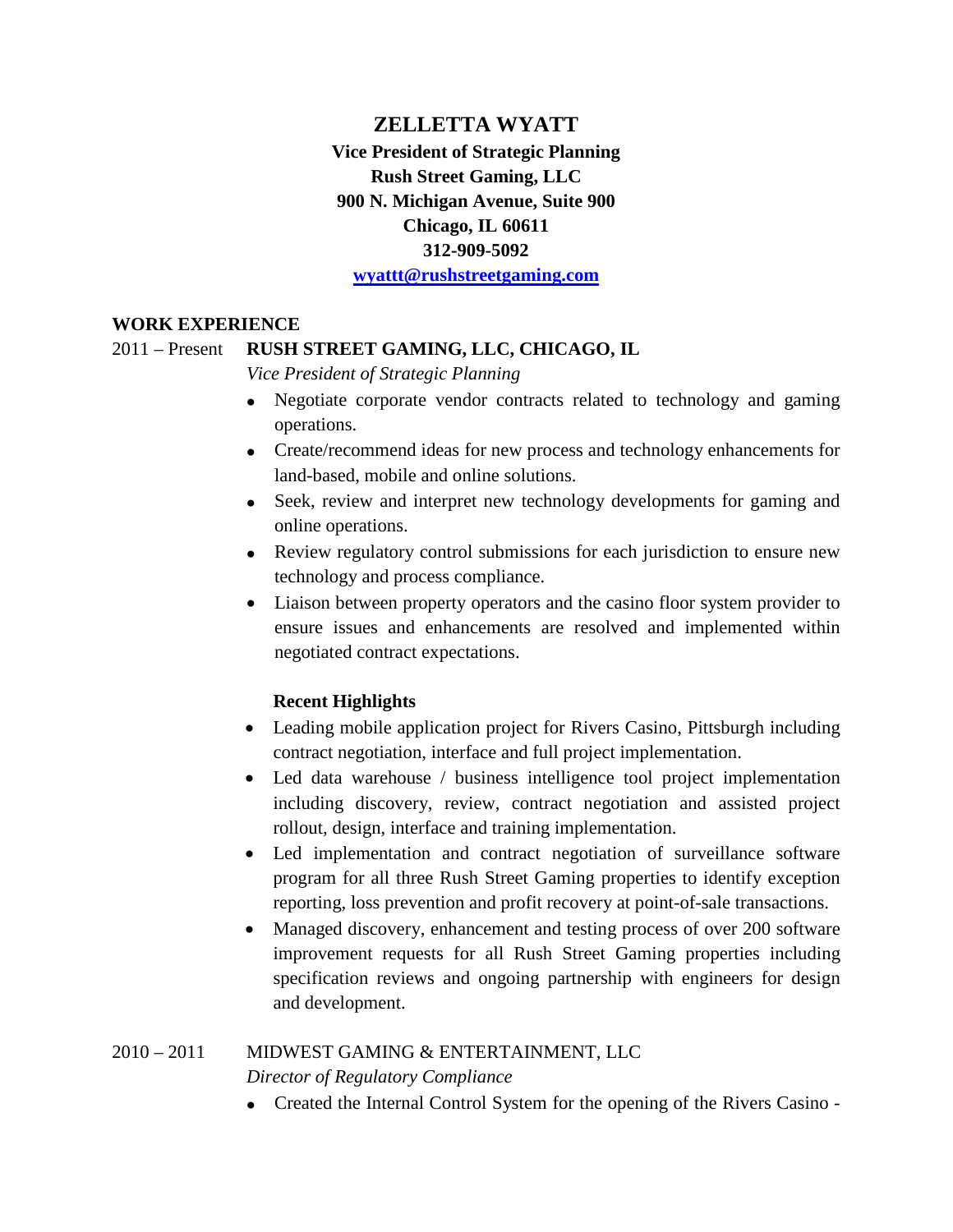# ZELLETTA WYATT

**Vice President of Strategic Planning**
**Rush Street Gaming, LLC**
**900 N. Michigan Avenue, Suite 900**
**Chicago, IL 60611**
**312-909-5092**
**wyattt@rushstreetgaming.com**

## WORK EXPERIENCE

2011 – Present **RUSH STREET GAMING, LLC, CHICAGO, IL**

*Vice President of Strategic Planning*

- Negotiate corporate vendor contracts related to technology and gaming operations.
- Create/recommend ideas for new process and technology enhancements for land-based, mobile and online solutions.
- Seek, review and interpret new technology developments for gaming and online operations.
- Review regulatory control submissions for each jurisdiction to ensure new technology and process compliance.
- Liaison between property operators and the casino floor system provider to ensure issues and enhancements are resolved and implemented within negotiated contract expectations.

**Recent Highlights**

- Leading mobile application project for Rivers Casino, Pittsburgh including contract negotiation, interface and full project implementation.
- Led data warehouse / business intelligence tool project implementation including discovery, review, contract negotiation and assisted project rollout, design, interface and training implementation.
- Led implementation and contract negotiation of surveillance software program for all three Rush Street Gaming properties to identify exception reporting, loss prevention and profit recovery at point-of-sale transactions.
- Managed discovery, enhancement and testing process of over 200 software improvement requests for all Rush Street Gaming properties including specification reviews and ongoing partnership with engineers for design and development.

2010 – 2011 MIDWEST GAMING & ENTERTAINMENT, LLC

*Director of Regulatory Compliance*

- Created the Internal Control System for the opening of the Rivers Casino -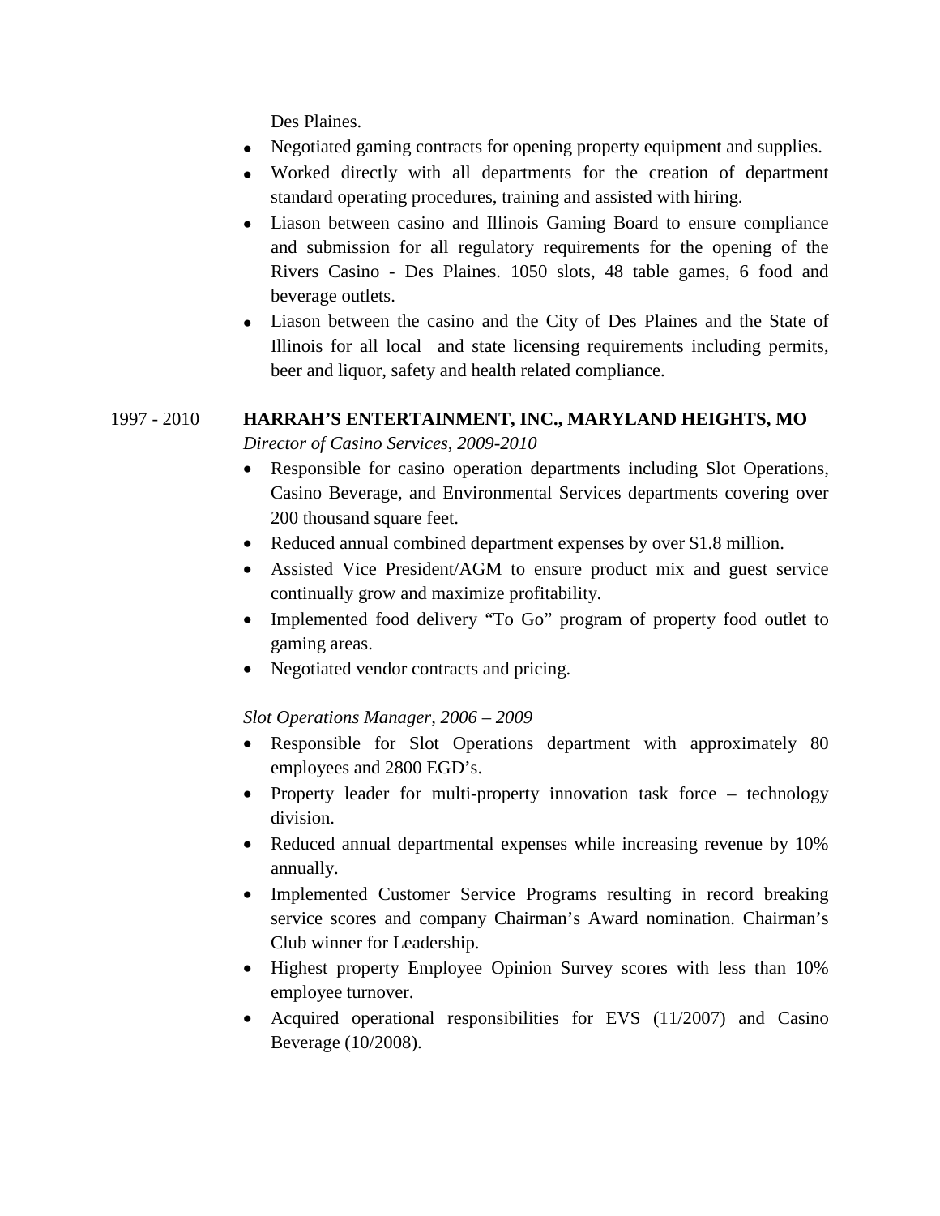Des Plaines.

- Negotiated gaming contracts for opening property equipment and supplies.
- Worked directly with all departments for the creation of department standard operating procedures, training and assisted with hiring.
- Liason between casino and Illinois Gaming Board to ensure compliance and submission for all regulatory requirements for the opening of the Rivers Casino - Des Plaines. 1050 slots, 48 table games, 6 food and beverage outlets.
- Liason between the casino and the City of Des Plaines and the State of Illinois for all local and state licensing requirements including permits, beer and liquor, safety and health related compliance.

1997 - 2010 **HARRAH'S ENTERTAINMENT, INC., MARYLAND HEIGHTS, MO**

*Director of Casino Services, 2009-2010*

- Responsible for casino operation departments including Slot Operations, Casino Beverage, and Environmental Services departments covering over 200 thousand square feet.
- Reduced annual combined department expenses by over $1.8 million.
- Assisted Vice President/AGM to ensure product mix and guest service continually grow and maximize profitability.
- Implemented food delivery "To Go" program of property food outlet to gaming areas.
- Negotiated vendor contracts and pricing.

*Slot Operations Manager, 2006 – 2009*

- Responsible for Slot Operations department with approximately 80 employees and 2800 EGD's.
- Property leader for multi-property innovation task force – technology division.
- Reduced annual departmental expenses while increasing revenue by 10% annually.
- Implemented Customer Service Programs resulting in record breaking service scores and company Chairman's Award nomination. Chairman's Club winner for Leadership.
- Highest property Employee Opinion Survey scores with less than 10% employee turnover.
- Acquired operational responsibilities for EVS (11/2007) and Casino Beverage (10/2008).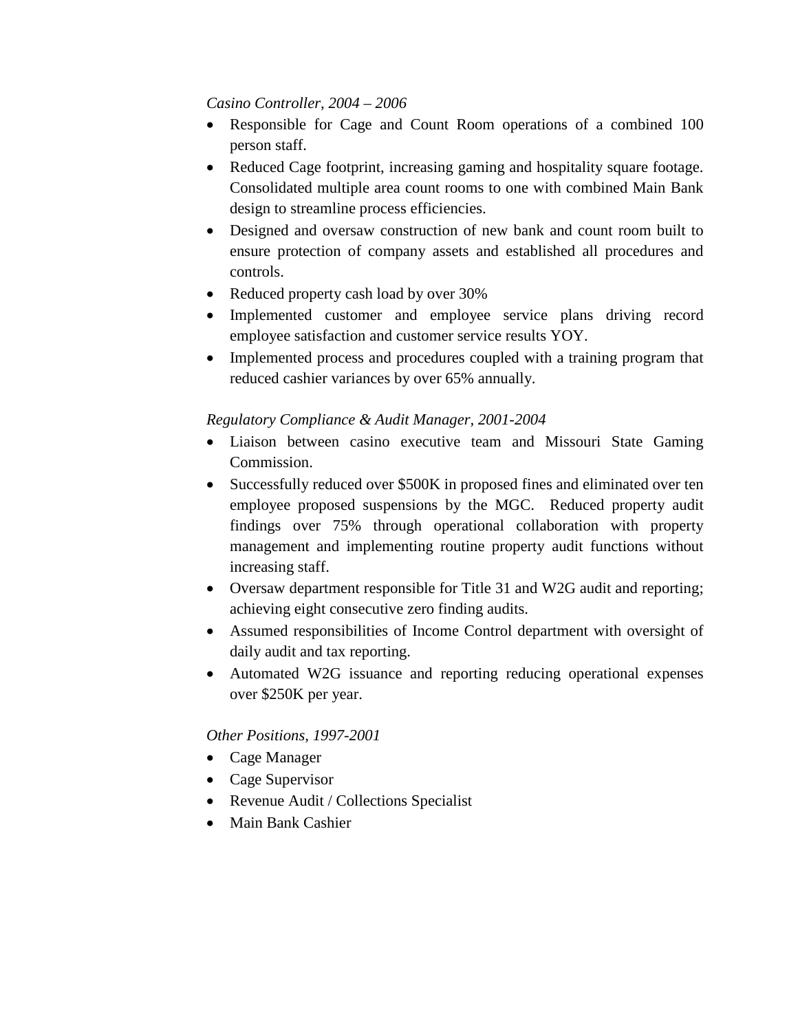*Casino Controller, 2004 – 2006*

- Responsible for Cage and Count Room operations of a combined 100 person staff.
- Reduced Cage footprint, increasing gaming and hospitality square footage. Consolidated multiple area count rooms to one with combined Main Bank design to streamline process efficiencies.
- Designed and oversaw construction of new bank and count room built to ensure protection of company assets and established all procedures and controls.
- Reduced property cash load by over 30%
- Implemented customer and employee service plans driving record employee satisfaction and customer service results YOY.
- Implemented process and procedures coupled with a training program that reduced cashier variances by over 65% annually.

*Regulatory Compliance & Audit Manager, 2001-2004*

- Liaison between casino executive team and Missouri State Gaming Commission.
- Successfully reduced over $500K in proposed fines and eliminated over ten employee proposed suspensions by the MGC. Reduced property audit findings over 75% through operational collaboration with property management and implementing routine property audit functions without increasing staff.
- Oversaw department responsible for Title 31 and W2G audit and reporting; achieving eight consecutive zero finding audits.
- Assumed responsibilities of Income Control department with oversight of daily audit and tax reporting.
- Automated W2G issuance and reporting reducing operational expenses over $250K per year.

*Other Positions, 1997-2001*

- Cage Manager
- Cage Supervisor
- Revenue Audit / Collections Specialist
- Main Bank Cashier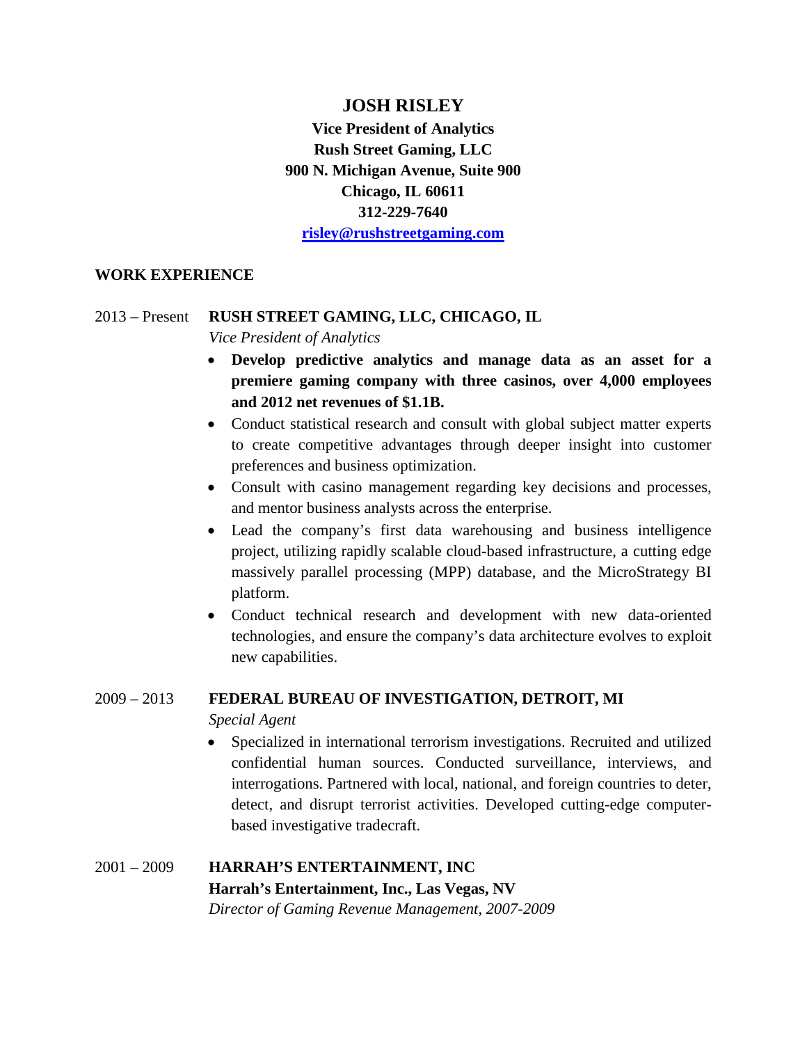# JOSH RISLEY

**Vice President of Analytics**
**Rush Street Gaming, LLC**
**900 N. Michigan Avenue, Suite 900**
**Chicago, IL 60611**
**312-229-7640**
**[risley@rushstreetgaming.com](mailto:risley@rushstreetgaming.com)**

## WORK EXPERIENCE

2013 – Present **RUSH STREET GAMING, LLC, CHICAGO, IL**

*Vice President of Analytics*

- **Develop predictive analytics and manage data as an asset for a premiere gaming company with three casinos, over 4,000 employees and 2012 net revenues of $1.1B.**
- Conduct statistical research and consult with global subject matter experts to create competitive advantages through deeper insight into customer preferences and business optimization.
- Consult with casino management regarding key decisions and processes, and mentor business analysts across the enterprise.
- Lead the company's first data warehousing and business intelligence project, utilizing rapidly scalable cloud-based infrastructure, a cutting edge massively parallel processing (MPP) database, and the MicroStrategy BI platform.
- Conduct technical research and development with new data-oriented technologies, and ensure the company's data architecture evolves to exploit new capabilities.

2009 – 2013 **FEDERAL BUREAU OF INVESTIGATION, DETROIT, MI**

*Special Agent*

- Specialized in international terrorism investigations. Recruited and utilized confidential human sources. Conducted surveillance, interviews, and interrogations. Partnered with local, national, and foreign countries to deter, detect, and disrupt terrorist activities. Developed cutting-edge computer-based investigative tradecraft.

2001 – 2009 **HARRAH'S ENTERTAINMENT, INC**

**Harrah's Entertainment, Inc., Las Vegas, NV**

*Director of Gaming Revenue Management, 2007-2009*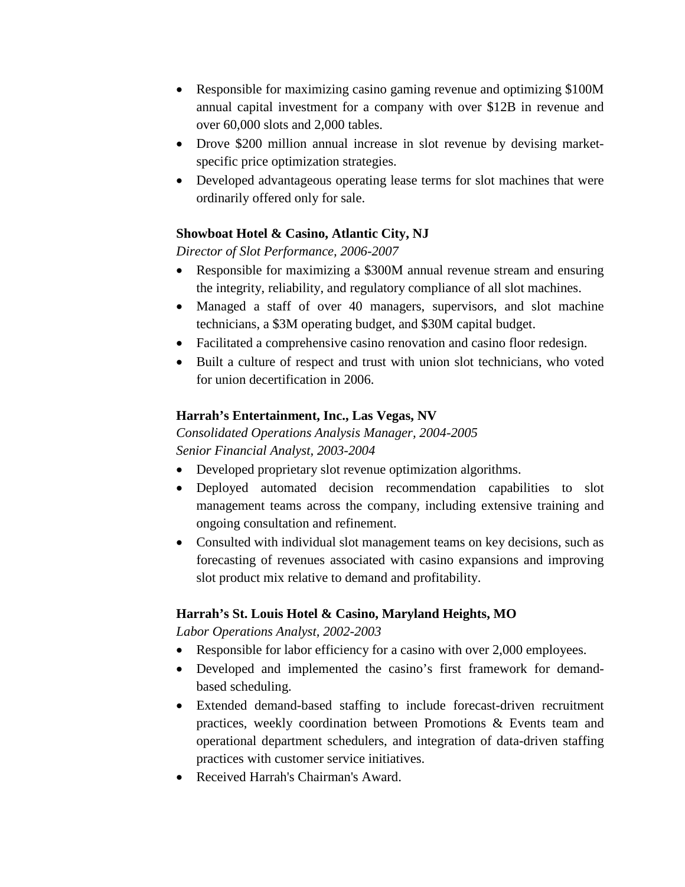- Responsible for maximizing casino gaming revenue and optimizing $100M annual capital investment for a company with over $12B in revenue and over 60,000 slots and 2,000 tables.
- Drove $200 million annual increase in slot revenue by devising market-specific price optimization strategies.
- Developed advantageous operating lease terms for slot machines that were ordinarily offered only for sale.

**Showboat Hotel & Casino, Atlantic City, NJ**

*Director of Slot Performance, 2006-2007*

- Responsible for maximizing a $300M annual revenue stream and ensuring the integrity, reliability, and regulatory compliance of all slot machines.
- Managed a staff of over 40 managers, supervisors, and slot machine technicians, a $3M operating budget, and $30M capital budget.
- Facilitated a comprehensive casino renovation and casino floor redesign.
- Built a culture of respect and trust with union slot technicians, who voted for union decertification in 2006.

**Harrah's Entertainment, Inc., Las Vegas, NV**

*Consolidated Operations Analysis Manager, 2004-2005*
*Senior Financial Analyst, 2003-2004*

- Developed proprietary slot revenue optimization algorithms.
- Deployed automated decision recommendation capabilities to slot management teams across the company, including extensive training and ongoing consultation and refinement.
- Consulted with individual slot management teams on key decisions, such as forecasting of revenues associated with casino expansions and improving slot product mix relative to demand and profitability.

**Harrah's St. Louis Hotel & Casino, Maryland Heights, MO**

*Labor Operations Analyst, 2002-2003*

- Responsible for labor efficiency for a casino with over 2,000 employees.
- Developed and implemented the casino's first framework for demand-based scheduling.
- Extended demand-based staffing to include forecast-driven recruitment practices, weekly coordination between Promotions & Events team and operational department schedulers, and integration of data-driven staffing practices with customer service initiatives.
- Received Harrah's Chairman's Award.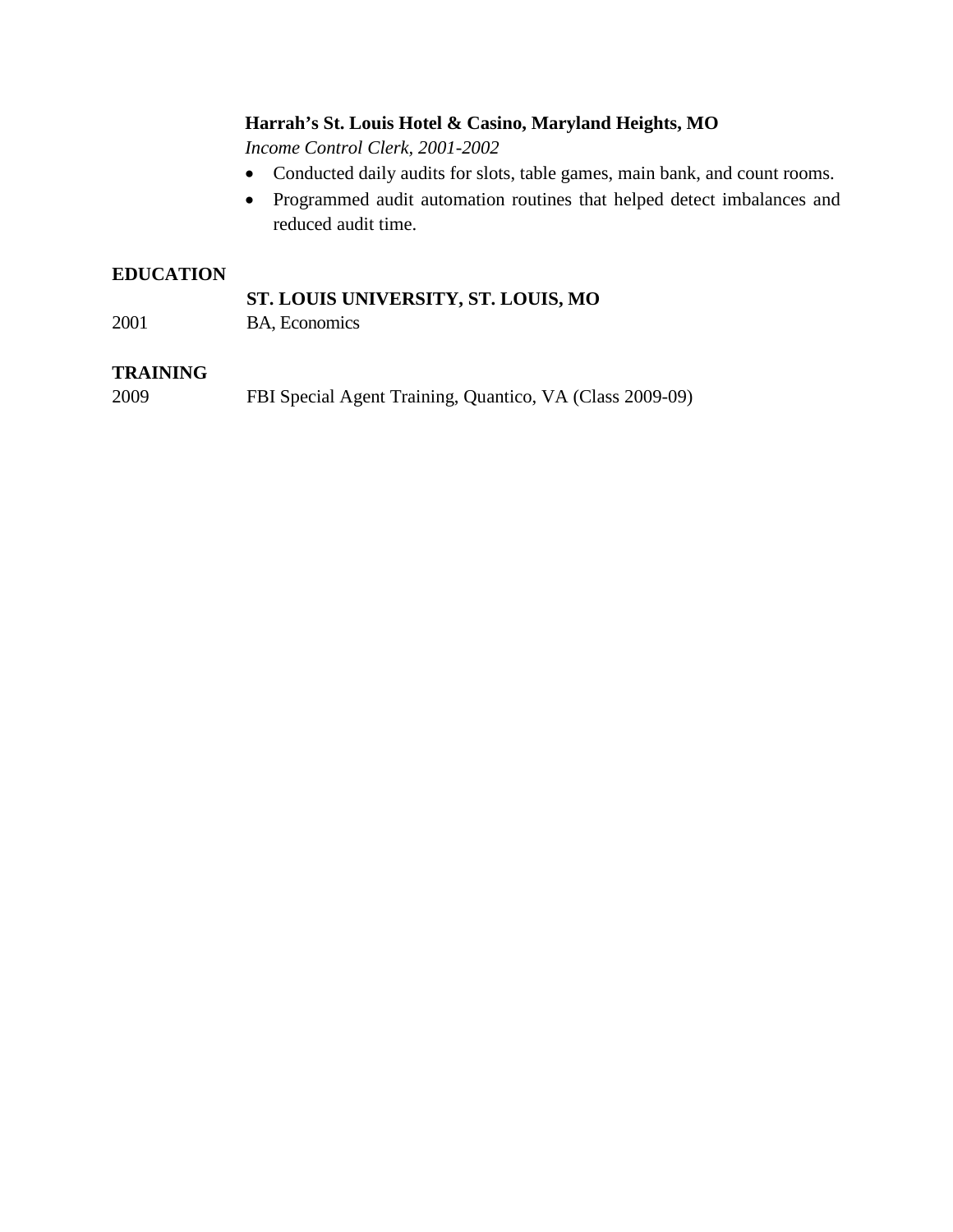**Harrah's St. Louis Hotel & Casino, Maryland Heights, MO**
*Income Control Clerk, 2001-2002*

- Conducted daily audits for slots, table games, main bank, and count rooms.
- Programmed audit automation routines that helped detect imbalances and reduced audit time.

**EDUCATION**

**ST. LOUIS UNIVERSITY, ST. LOUIS, MO**

2001 BA, Economics

**TRAINING**

2009 FBI Special Agent Training, Quantico, VA (Class 2009-09)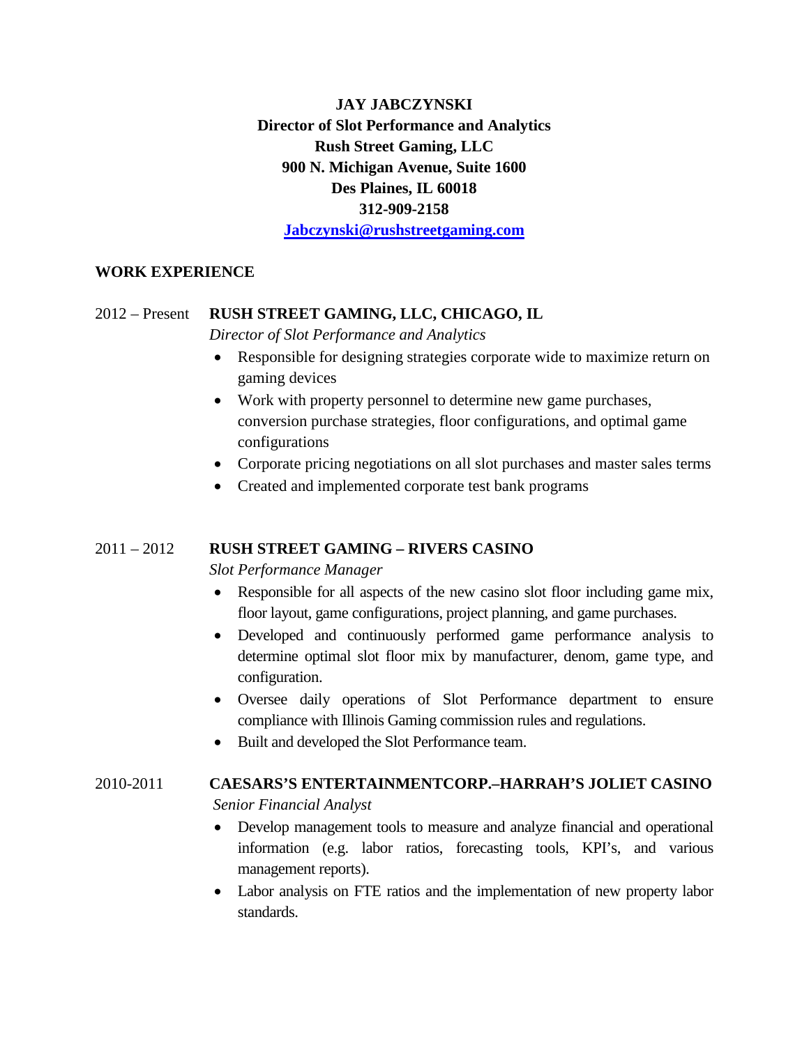**JAY JABCZYNSKI**
**Director of Slot Performance and Analytics**
**Rush Street Gaming, LLC**
**900 N. Michigan Avenue, Suite 1600**
**Des Plaines, IL 60018**
**312-909-2158**
**Jabczynski@rushstreetgaming.com**

## WORK EXPERIENCE

2012 – Present **RUSH STREET GAMING, LLC, CHICAGO, IL**

*Director of Slot Performance and Analytics*

- Responsible for designing strategies corporate wide to maximize return on gaming devices
- Work with property personnel to determine new game purchases, conversion purchase strategies, floor configurations, and optimal game configurations
- Corporate pricing negotiations on all slot purchases and master sales terms
- Created and implemented corporate test bank programs

2011 – 2012 **RUSH STREET GAMING – RIVERS CASINO**

*Slot Performance Manager*

- Responsible for all aspects of the new casino slot floor including game mix, floor layout, game configurations, project planning, and game purchases.
- Developed and continuously performed game performance analysis to determine optimal slot floor mix by manufacturer, denom, game type, and configuration.
- Oversee daily operations of Slot Performance department to ensure compliance with Illinois Gaming commission rules and regulations.
- Built and developed the Slot Performance team.

2010-2011 **CAESARS'S ENTERTAINMENTCORP.–HARRAH'S JOLIET CASINO**

*Senior Financial Analyst*

- Develop management tools to measure and analyze financial and operational information (e.g. labor ratios, forecasting tools, KPI's, and various management reports).
- Labor analysis on FTE ratios and the implementation of new property labor standards.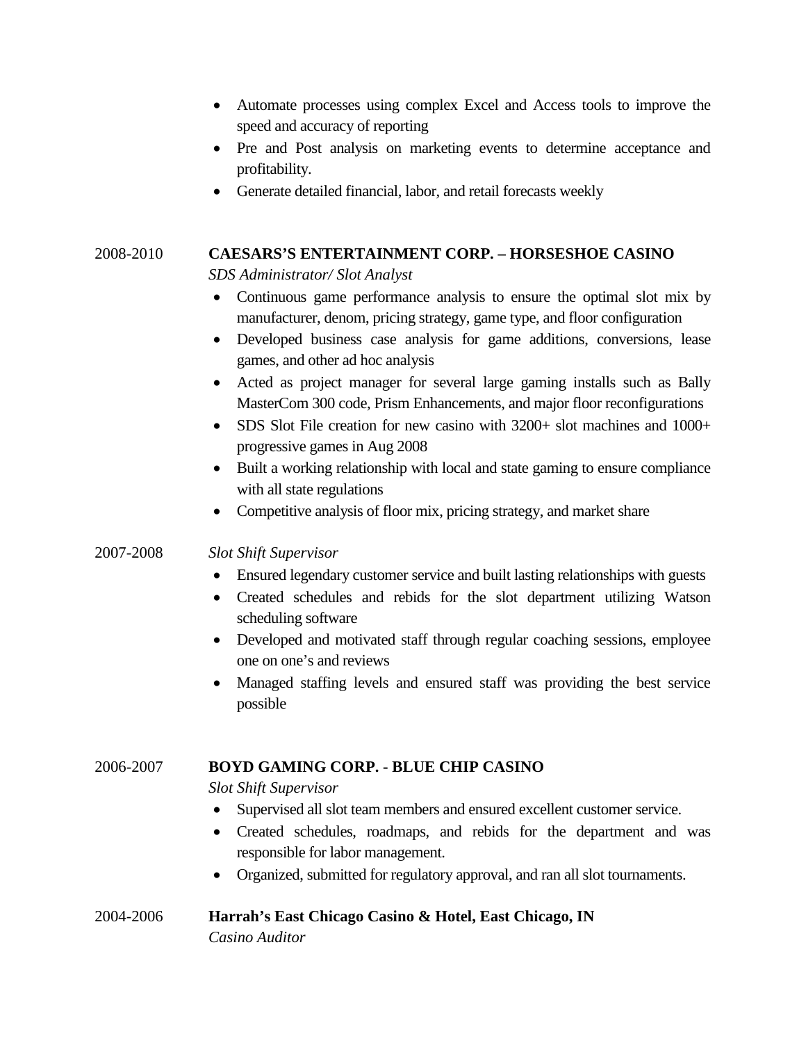- Automate processes using complex Excel and Access tools to improve the speed and accuracy of reporting
- Pre and Post analysis on marketing events to determine acceptance and profitability.
- Generate detailed financial, labor, and retail forecasts weekly

2008-2010 **CAESARS'S ENTERTAINMENT CORP. – HORSESHOE CASINO**

*SDS Administrator/ Slot Analyst*

- Continuous game performance analysis to ensure the optimal slot mix by manufacturer, denom, pricing strategy, game type, and floor configuration
- Developed business case analysis for game additions, conversions, lease games, and other ad hoc analysis
- Acted as project manager for several large gaming installs such as Bally MasterCom 300 code, Prism Enhancements, and major floor reconfigurations
- SDS Slot File creation for new casino with 3200+ slot machines and 1000+ progressive games in Aug 2008
- Built a working relationship with local and state gaming to ensure compliance with all state regulations
- Competitive analysis of floor mix, pricing strategy, and market share

2007-2008 *Slot Shift Supervisor*

- Ensured legendary customer service and built lasting relationships with guests
- Created schedules and rebids for the slot department utilizing Watson scheduling software
- Developed and motivated staff through regular coaching sessions, employee one on one's and reviews
- Managed staffing levels and ensured staff was providing the best service possible

2006-2007 **BOYD GAMING CORP. - BLUE CHIP CASINO**

*Slot Shift Supervisor*

- Supervised all slot team members and ensured excellent customer service.
- Created schedules, roadmaps, and rebids for the department and was responsible for labor management.
- Organized, submitted for regulatory approval, and ran all slot tournaments.

2004-2006 **Harrah's East Chicago Casino & Hotel, East Chicago, IN**

*Casino Auditor*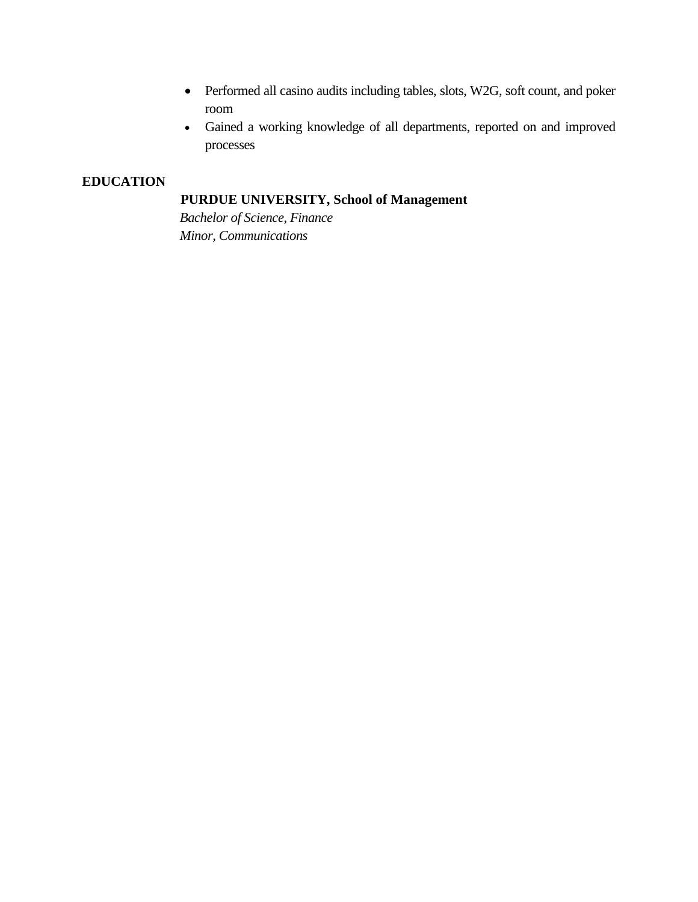- Performed all casino audits including tables, slots, W2G, soft count, and poker room
- Gained a working knowledge of all departments, reported on and improved processes

**EDUCATION**

**PURDUE UNIVERSITY, School of Management**

*Bachelor of Science, Finance*

*Minor, Communications*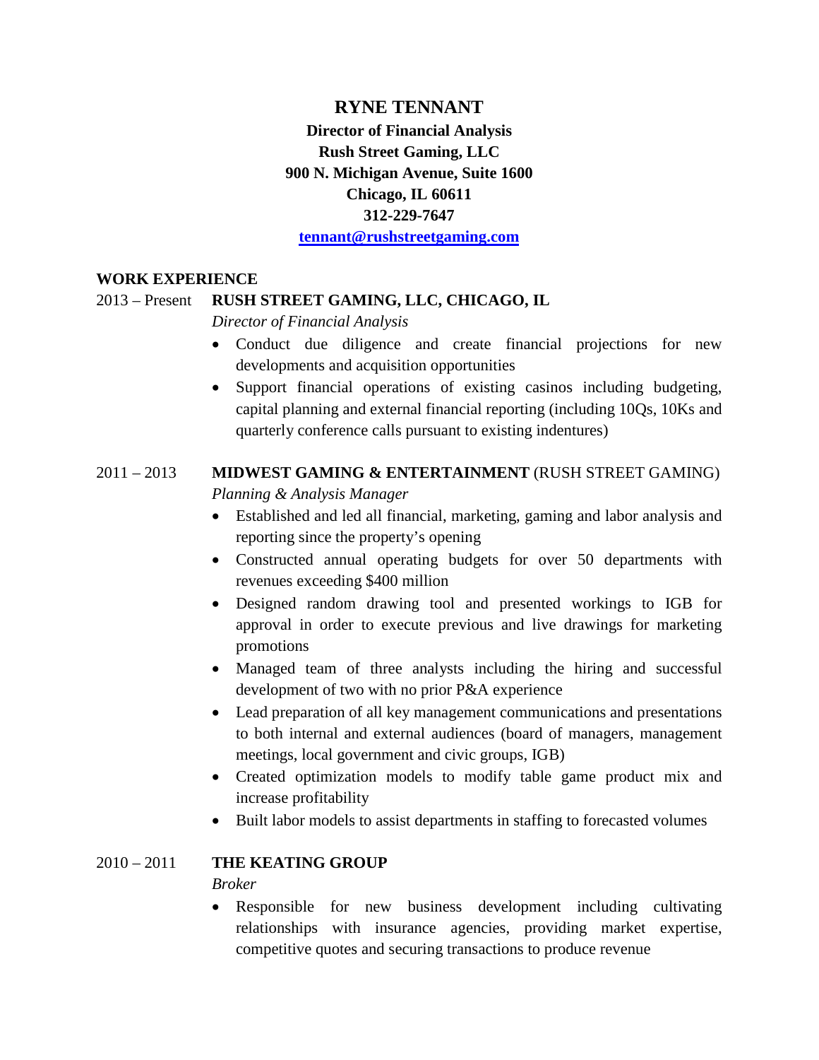**RYNE TENNANT**

**Director of Financial Analysis**

**Rush Street Gaming, LLC**

**900 N. Michigan Avenue, Suite 1600**

**Chicago, IL 60611**

**312-229-7647**

**tennant@rushstreetgaming.com**

## WORK EXPERIENCE

2013 – Present **RUSH STREET GAMING, LLC, CHICAGO, IL**

*Director of Financial Analysis*

- Conduct due diligence and create financial projections for new developments and acquisition opportunities
- Support financial operations of existing casinos including budgeting, capital planning and external financial reporting (including 10Qs, 10Ks and quarterly conference calls pursuant to existing indentures)

2011 – 2013 **MIDWEST GAMING & ENTERTAINMENT** (RUSH STREET GAMING)

*Planning & Analysis Manager*

- Established and led all financial, marketing, gaming and labor analysis and reporting since the property's opening
- Constructed annual operating budgets for over 50 departments with revenues exceeding $400 million
- Designed random drawing tool and presented workings to IGB for approval in order to execute previous and live drawings for marketing promotions
- Managed team of three analysts including the hiring and successful development of two with no prior P&A experience
- Lead preparation of all key management communications and presentations to both internal and external audiences (board of managers, management meetings, local government and civic groups, IGB)
- Created optimization models to modify table game product mix and increase profitability
- Built labor models to assist departments in staffing to forecasted volumes

2010 – 2011 **THE KEATING GROUP**

*Broker*

- Responsible for new business development including cultivating relationships with insurance agencies, providing market expertise, competitive quotes and securing transactions to produce revenue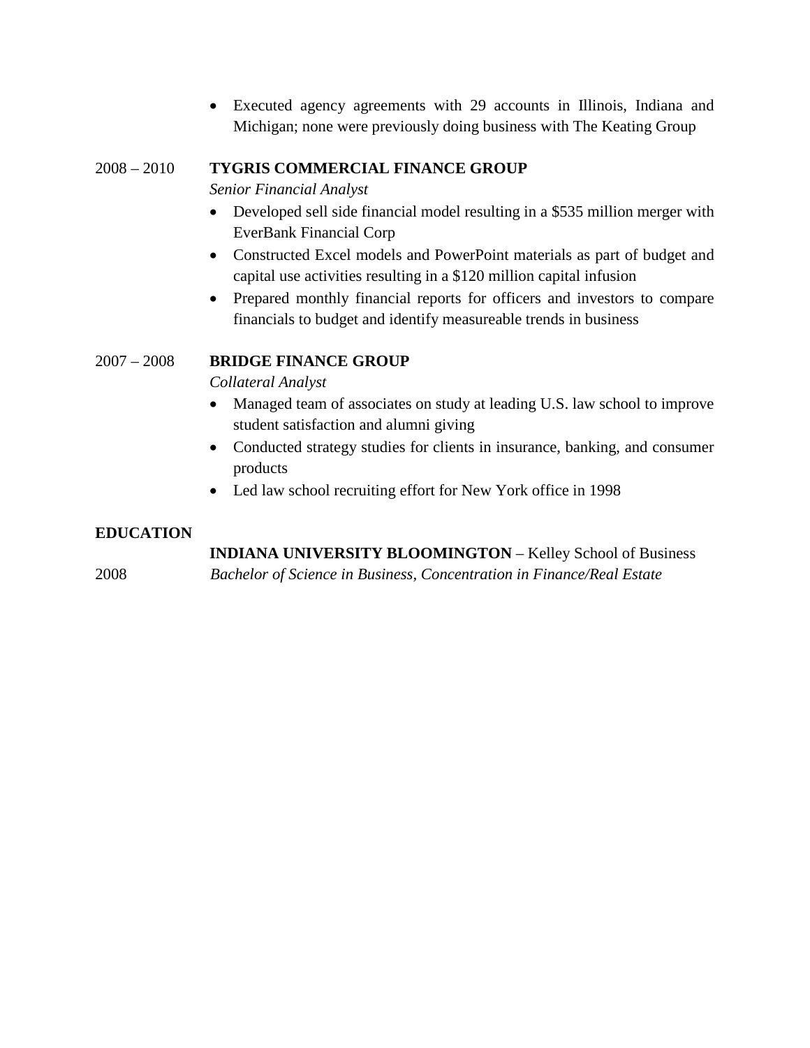- Executed agency agreements with 29 accounts in Illinois, Indiana and Michigan; none were previously doing business with The Keating Group

2008 – 2010 **TYGRIS COMMERCIAL FINANCE GROUP**

*Senior Financial Analyst*

- Developed sell side financial model resulting in a $535 million merger with EverBank Financial Corp
- Constructed Excel models and PowerPoint materials as part of budget and capital use activities resulting in a $120 million capital infusion
- Prepared monthly financial reports for officers and investors to compare financials to budget and identify measureable trends in business

2007 – 2008 **BRIDGE FINANCE GROUP**

*Collateral Analyst*

- Managed team of associates on study at leading U.S. law school to improve student satisfaction and alumni giving
- Conducted strategy studies for clients in insurance, banking, and consumer products
- Led law school recruiting effort for New York office in 1998

**EDUCATION**

**INDIANA UNIVERSITY BLOOMINGTON** – Kelley School of Business

2008 *Bachelor of Science in Business, Concentration in Finance/Real Estate*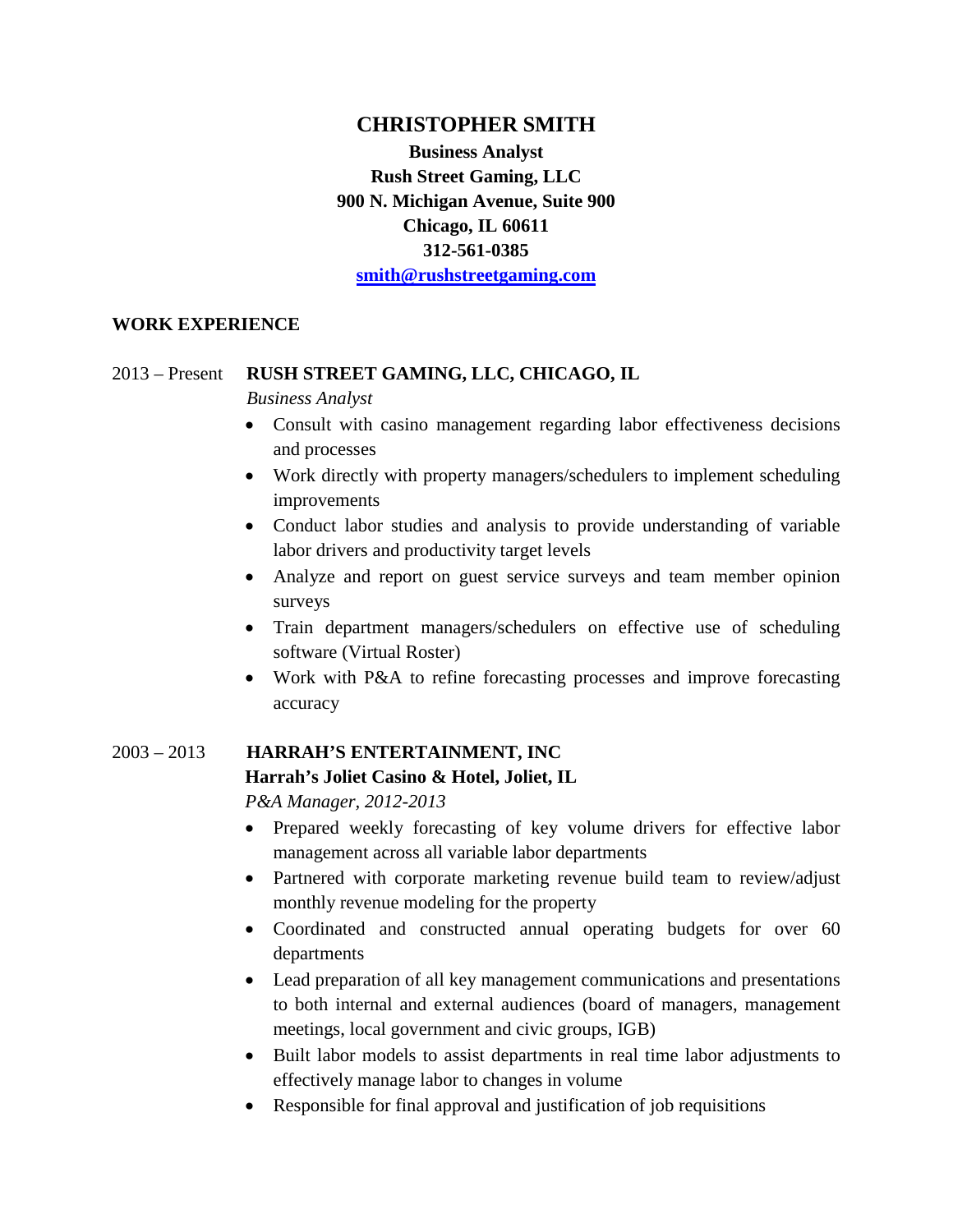# CHRISTOPHER SMITH

**Business Analyst**
**Rush Street Gaming, LLC**
**900 N. Michigan Avenue, Suite 900**
**Chicago, IL 60611**
**312-561-0385**
**smith@rushstreetgaming.com**

## WORK EXPERIENCE

2013 – Present **RUSH STREET GAMING, LLC, CHICAGO, IL**

*Business Analyst*

- Consult with casino management regarding labor effectiveness decisions and processes
- Work directly with property managers/schedulers to implement scheduling improvements
- Conduct labor studies and analysis to provide understanding of variable labor drivers and productivity target levels
- Analyze and report on guest service surveys and team member opinion surveys
- Train department managers/schedulers on effective use of scheduling software (Virtual Roster)
- Work with P&A to refine forecasting processes and improve forecasting accuracy

2003 – 2013 **HARRAH'S ENTERTAINMENT, INC**

**Harrah's Joliet Casino & Hotel, Joliet, IL**

*P&A Manager, 2012-2013*

- Prepared weekly forecasting of key volume drivers for effective labor management across all variable labor departments
- Partnered with corporate marketing revenue build team to review/adjust monthly revenue modeling for the property
- Coordinated and constructed annual operating budgets for over 60 departments
- Lead preparation of all key management communications and presentations to both internal and external audiences (board of managers, management meetings, local government and civic groups, IGB)
- Built labor models to assist departments in real time labor adjustments to effectively manage labor to changes in volume
- Responsible for final approval and justification of job requisitions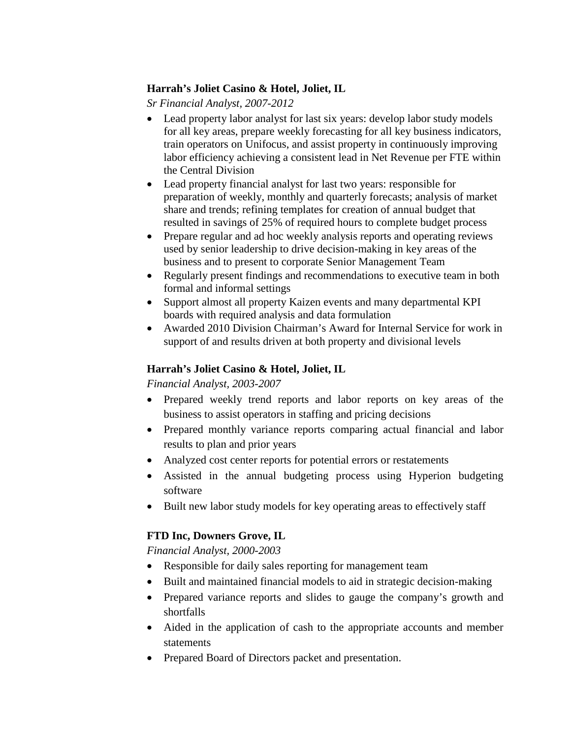**Harrah's Joliet Casino & Hotel, Joliet, IL**

*Sr Financial Analyst, 2007-2012*

- Lead property labor analyst for last six years: develop labor study models for all key areas, prepare weekly forecasting for all key business indicators, train operators on Unifocus, and assist property in continuously improving labor efficiency achieving a consistent lead in Net Revenue per FTE within the Central Division
- Lead property financial analyst for last two years: responsible for preparation of weekly, monthly and quarterly forecasts; analysis of market share and trends; refining templates for creation of annual budget that resulted in savings of 25% of required hours to complete budget process
- Prepare regular and ad hoc weekly analysis reports and operating reviews used by senior leadership to drive decision-making in key areas of the business and to present to corporate Senior Management Team
- Regularly present findings and recommendations to executive team in both formal and informal settings
- Support almost all property Kaizen events and many departmental KPI boards with required analysis and data formulation
- Awarded 2010 Division Chairman's Award for Internal Service for work in support of and results driven at both property and divisional levels

**Harrah's Joliet Casino & Hotel, Joliet, IL**

*Financial Analyst, 2003-2007*

- Prepared weekly trend reports and labor reports on key areas of the business to assist operators in staffing and pricing decisions
- Prepared monthly variance reports comparing actual financial and labor results to plan and prior years
- Analyzed cost center reports for potential errors or restatements
- Assisted in the annual budgeting process using Hyperion budgeting software
- Built new labor study models for key operating areas to effectively staff

**FTD Inc, Downers Grove, IL**

*Financial Analyst, 2000-2003*

- Responsible for daily sales reporting for management team
- Built and maintained financial models to aid in strategic decision-making
- Prepared variance reports and slides to gauge the company's growth and shortfalls
- Aided in the application of cash to the appropriate accounts and member statements
- Prepared Board of Directors packet and presentation.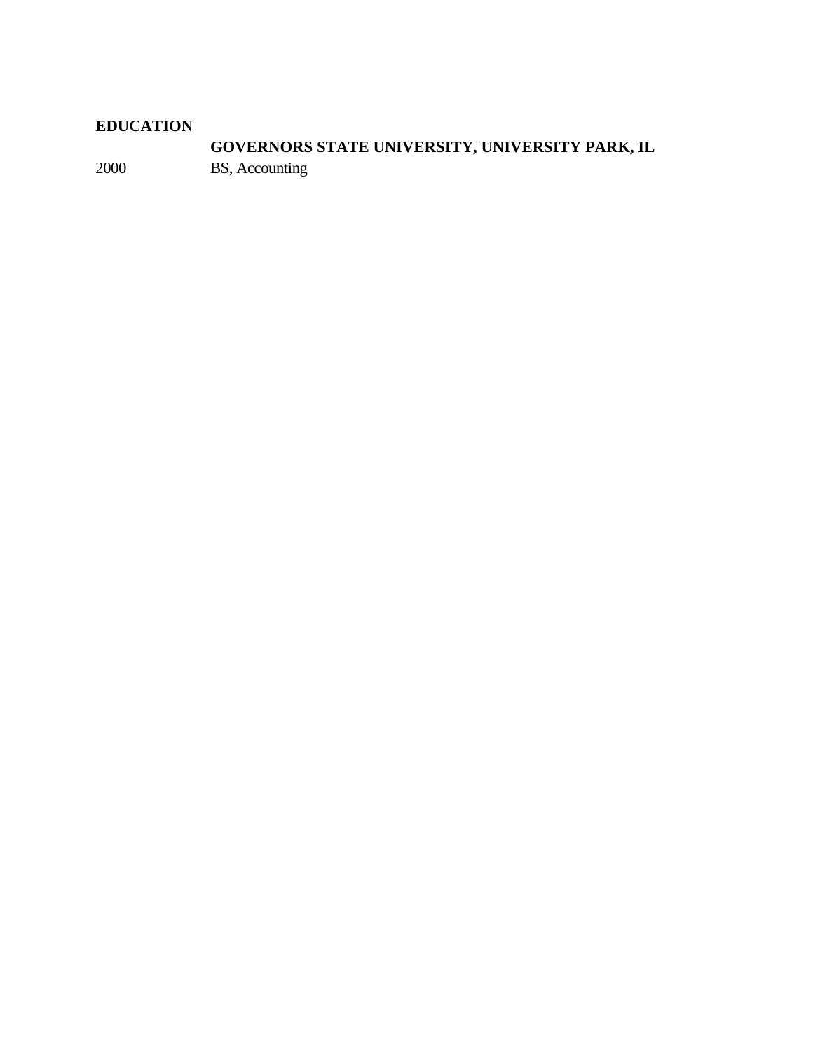**EDUCATION**

| | |
|---|---|
| | **GOVERNORS STATE UNIVERSITY, UNIVERSITY PARK, IL** |
| 2000 | BS, Accounting |